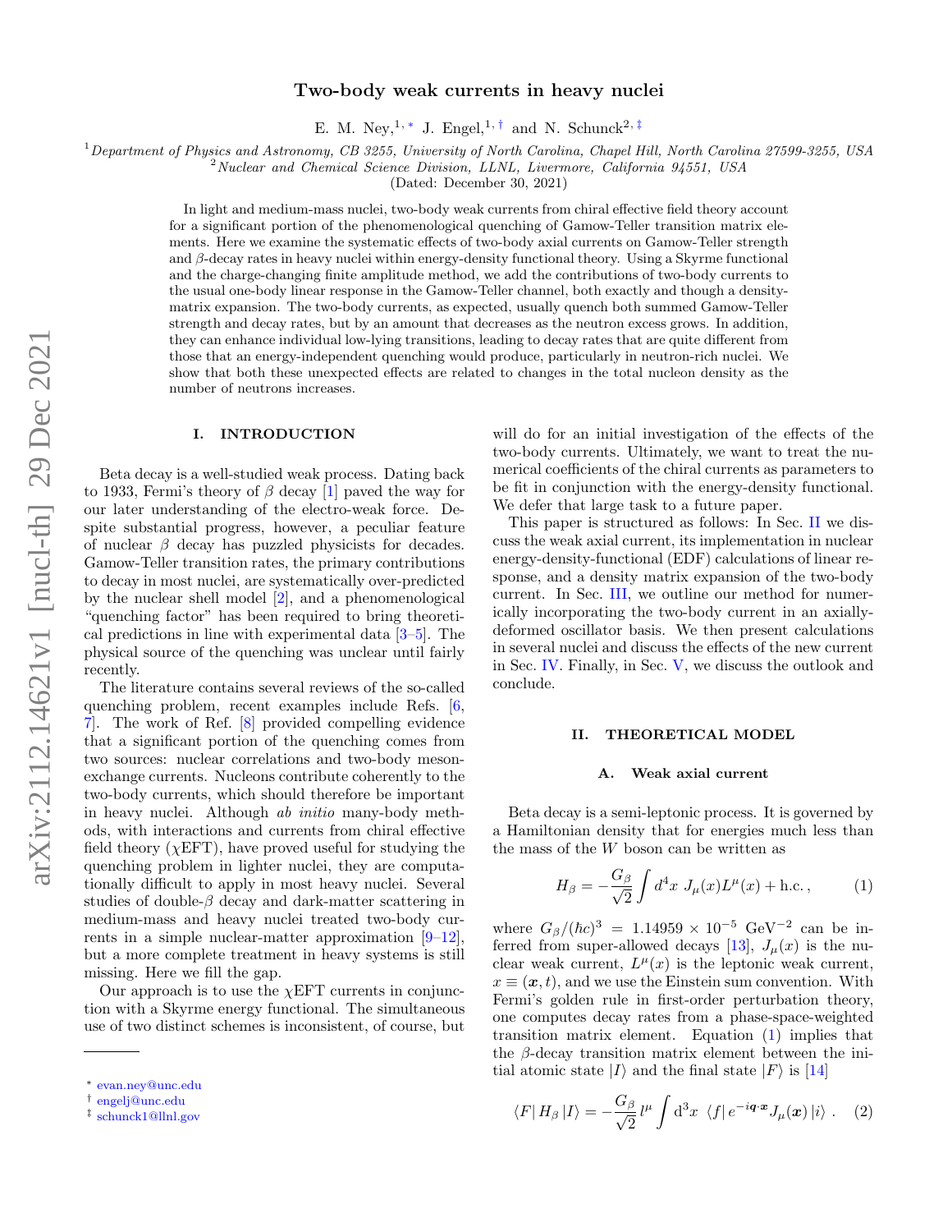# Two-body weak currents in heavy nuclei

E. M. Ney,[1,*] J. Engel,[1,†] and N. Schunck[2,‡]

[1] *Department of Physics and Astronomy, CB 3255, University of North Carolina, Chapel Hill, North Carolina 27599-3255, USA*
[2] *Nuclear and Chemical Science Division, LLNL, Livermore, California 94551, USA*

(Dated: December 30, 2021)

In light and medium-mass nuclei, two-body weak currents from chiral effective field theory account for a significant portion of the phenomenological quenching of Gamow-Teller transition matrix elements. Here we examine the systematic effects of two-body axial currents on Gamow-Teller strength and $\beta$-decay rates in heavy nuclei within energy-density functional theory. Using a Skyrme functional and the charge-changing finite amplitude method, we add the contributions of two-body currents to the usual one-body linear response in the Gamow-Teller channel, both exactly and though a density-matrix expansion. The two-body currents, as expected, usually quench both summed Gamow-Teller strength and decay rates, but by an amount that decreases as the neutron excess grows. In addition, they can enhance individual low-lying transitions, leading to decay rates that are quite different from those that an energy-independent quenching would produce, particularly in neutron-rich nuclei. We show that both these unexpected effects are related to changes in the total nucleon density as the number of neutrons increases.

## I. INTRODUCTION

Beta decay is a well-studied weak process. Dating back to 1933, Fermi's theory of $\beta$ decay [1] paved the way for our later understanding of the electro-weak force. Despite substantial progress, however, a peculiar feature of nuclear $\beta$ decay has puzzled physicists for decades. Gamow-Teller transition rates, the primary contributions to decay in most nuclei, are systematically over-predicted by the nuclear shell model [2], and a phenomenological "quenching factor" has been required to bring theoretical predictions in line with experimental data [3–5]. The physical source of the quenching was unclear until fairly recently.

The literature contains several reviews of the so-called quenching problem, recent examples include Refs. [6, 7]. The work of Ref. [8] provided compelling evidence that a significant portion of the quenching comes from two sources: nuclear correlations and two-body meson-exchange currents. Nucleons contribute coherently to the two-body currents, which should therefore be important in heavy nuclei. Although *ab initio* many-body methods, with interactions and currents from chiral effective field theory ($\chi$EFT), have proved useful for studying the quenching problem in lighter nuclei, they are computationally difficult to apply in most heavy nuclei. Several studies of double-$\beta$ decay and dark-matter scattering in medium-mass and heavy nuclei treated two-body currents in a simple nuclear-matter approximation [9–12], but a more complete treatment in heavy systems is still missing. Here we fill the gap.

Our approach is to use the $\chi$EFT currents in conjunction with a Skyrme energy functional. The simultaneous use of two distinct schemes is inconsistent, of course, but will do for an initial investigation of the effects of the two-body currents. Ultimately, we want to treat the numerical coefficients of the chiral currents as parameters to be fit in conjunction with the energy-density functional. We defer that large task to a future paper.

This paper is structured as follows: In Sec. II we discuss the weak axial current, its implementation in nuclear energy-density-functional (EDF) calculations of linear response, and a density matrix expansion of the two-body current. In Sec. III, we outline our method for numerically incorporating the two-body current in an axially-deformed oscillator basis. We then present calculations in several nuclei and discuss the effects of the new current in Sec. IV. Finally, in Sec. V, we discuss the outlook and conclude.

## II. THEORETICAL MODEL

### A. Weak axial current

Beta decay is a semi-leptonic process. It is governed by a Hamiltonian density that for energies much less than the mass of the $W$ boson can be written as

$$H_\beta = -\frac{G_\beta}{\sqrt{2}} \int d^4x \; J_\mu(x) L^\mu(x) + \text{h.c.}\,, \tag{1}$$

where $G_\beta/(\hbar c)^3 = 1.14959 \times 10^{-5}$ GeV$^{-2}$ can be inferred from super-allowed decays [13], $J_\mu(x)$ is the nuclear weak current, $L^\mu(x)$ is the leptonic weak current, $x \equiv (\boldsymbol{x}, t)$, and we use the Einstein sum convention. With Fermi's golden rule in first-order perturbation theory, one computes decay rates from a phase-space-weighted transition matrix element. Equation (1) implies that the $\beta$-decay transition matrix element between the initial atomic state $|I\rangle$ and the final state $|F\rangle$ is [14]

$$\langle F|\, H_\beta \,|I\rangle = -\frac{G_\beta}{\sqrt{2}}\, l^\mu \int \mathrm{d}^3x \;\; \langle f|\, e^{-i\boldsymbol{q}\cdot\boldsymbol{x}} J_\mu(\boldsymbol{x})\, |i\rangle \;. \tag{2}$$

* evan.ney@unc.edu
† engelj@unc.edu
‡ schunck1@llnl.gov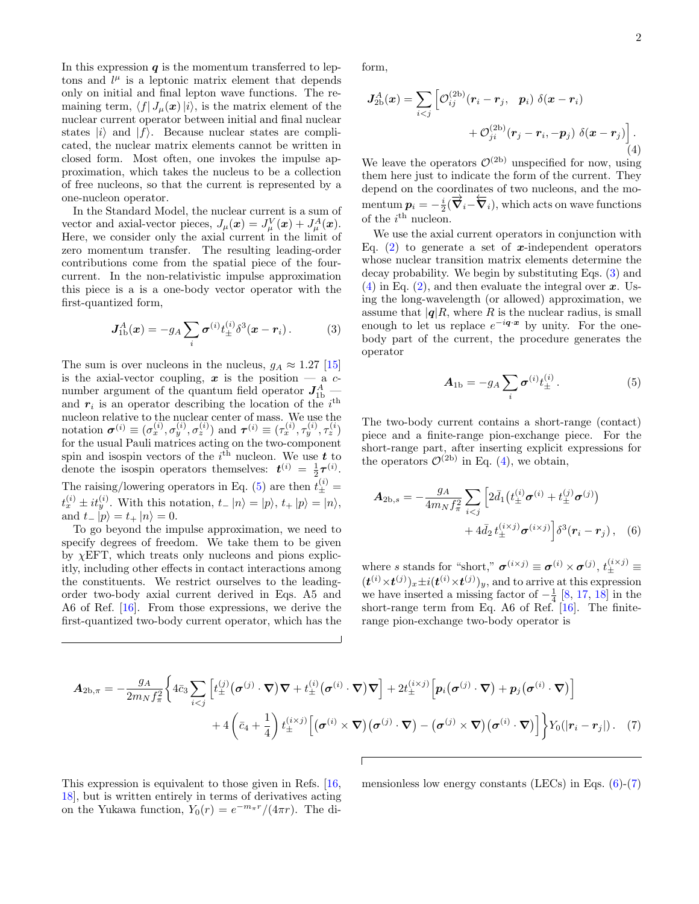In this expression $\boldsymbol{q}$ is the momentum transferred to leptons and $l^\mu$ is a leptonic matrix element that depends only on initial and final lepton wave functions. The remaining term, $\langle f|\, J_\mu(\boldsymbol{x})\, |i\rangle$, is the matrix element of the nuclear current operator between initial and final nuclear states $|i\rangle$ and $|f\rangle$. Because nuclear states are complicated, the nuclear matrix elements cannot be written in closed form. Most often, one invokes the impulse approximation, which takes the nucleus to be a collection of free nucleons, so that the current is represented by a one-nucleon operator.

In the Standard Model, the nuclear current is a sum of vector and axial-vector pieces, $J_\mu(\boldsymbol{x}) = J^V_\mu(\boldsymbol{x}) + J^A_\mu(\boldsymbol{x})$. Here, we consider only the axial current in the limit of zero momentum transfer. The resulting leading-order contributions come from the spatial piece of the four-current. In the non-relativistic impulse approximation this piece is a is a one-body vector operator with the first-quantized form,

$$\boldsymbol{J}^A_{1\mathrm{b}}(\boldsymbol{x}) = -g_A \sum_i \boldsymbol{\sigma}^{(i)} t^{(i)}_{\pm} \delta^3(\boldsymbol{x} - \boldsymbol{r}_i)\,. \tag{3}$$

The sum is over nucleons in the nucleus, $g_A \approx 1.27$ [15] is the axial-vector coupling, $\boldsymbol{x}$ is the position — a $c$-number argument of the quantum field operator $\boldsymbol{J}^A_{1\mathrm{b}}$ — and $\boldsymbol{r}_i$ is an operator describing the location of the $i^{\text{th}}$ nucleon relative to the nuclear center of mass. We use the notation $\boldsymbol{\sigma}^{(i)} \equiv (\sigma^{(i)}_x, \sigma^{(i)}_y, \sigma^{(i)}_z)$ and $\boldsymbol{\tau}^{(i)} \equiv (\tau^{(i)}_x, \tau^{(i)}_y, \tau^{(i)}_z)$ for the usual Pauli matrices acting on the two-component spin and isospin vectors of the $i^{\text{th}}$ nucleon. We use $\boldsymbol{t}$ to denote the isospin operators themselves: $\boldsymbol{t}^{(i)} = \frac{1}{2}\boldsymbol{\tau}^{(i)}$. The raising/lowering operators in Eq. (5) are then $t^{(i)}_{\pm} = t^{(i)}_x \pm i t^{(i)}_y$. With this notation, $t_- \,|n\rangle = |p\rangle$, $t_+ \,|p\rangle = |n\rangle$, and $t_- \,|p\rangle = t_+ \,|n\rangle = 0$.

To go beyond the impulse approximation, we need to specify degrees of freedom. We take them to be given by $\chi$EFT, which treats only nucleons and pions explicitly, including other effects in contact interactions among the constituents. We restrict ourselves to the leading-order two-body axial current derived in Eqs. A5 and A6 of Ref. [16]. From those expressions, we derive the first-quantized two-body current operator, which has the form,

$$\boldsymbol{J}^A_{2\mathrm{b}}(\boldsymbol{x}) = \sum_{i<j} \Big[ \mathcal{O}^{(2\mathrm{b})}_{ij}(\boldsymbol{r}_i - \boldsymbol{r}_j, \quad \boldsymbol{p}_i)\ \delta(\boldsymbol{x} - \boldsymbol{r}_i) + \mathcal{O}^{(2\mathrm{b})}_{ji}(\boldsymbol{r}_j - \boldsymbol{r}_i, -\boldsymbol{p}_j)\ \delta(\boldsymbol{x} - \boldsymbol{r}_j) \Big]\,. \tag{4}$$

We leave the operators $\mathcal{O}^{(2\mathrm{b})}$ unspecified for now, using them here just to indicate the form of the current. They depend on the coordinates of two nucleons, and the momentum $\boldsymbol{p}_i = -\frac{i}{2}(\overrightarrow{\boldsymbol{\nabla}}_i - \overleftarrow{\boldsymbol{\nabla}}_i)$, which acts on wave functions of the $i^{\text{th}}$ nucleon.

We use the axial current operators in conjunction with Eq. (2) to generate a set of $\boldsymbol{x}$-independent operators whose nuclear transition matrix elements determine the decay probability. We begin by substituting Eqs. (3) and (4) in Eq. (2), and then evaluate the integral over $\boldsymbol{x}$. Using the long-wavelength (or allowed) approximation, we assume that $|\boldsymbol{q}|R$, where $R$ is the nuclear radius, is small enough to let us replace $e^{-i\boldsymbol{q}\cdot\boldsymbol{x}}$ by unity. For the one-body part of the current, the procedure generates the operator

$$\boldsymbol{A}_{1\mathrm{b}} = -g_A \sum_i \boldsymbol{\sigma}^{(i)} t^{(i)}_{\pm}\,. \tag{5}$$

The two-body current contains a short-range (contact) piece and a finite-range pion-exchange piece. For the short-range part, after inserting explicit expressions for the operators $\mathcal{O}^{(2\mathrm{b})}$ in Eq. (4), we obtain,

$$\boldsymbol{A}_{2\mathrm{b},s} = -\frac{g_A}{4 m_N f_\pi^2} \sum_{i<j} \Big[ 2\bar{d}_1 \big( t^{(i)}_{\pm} \boldsymbol{\sigma}^{(i)} + t^{(j)}_{\pm} \boldsymbol{\sigma}^{(j)} \big) + 4\bar{d}_2\, t^{(i\times j)}_{\pm} \boldsymbol{\sigma}^{(i\times j)} \Big] \delta^3(\boldsymbol{r}_i - \boldsymbol{r}_j)\,, \tag{6}$$

where $s$ stands for "short," $\boldsymbol{\sigma}^{(i\times j)} \equiv \boldsymbol{\sigma}^{(i)} \times \boldsymbol{\sigma}^{(j)}$, $t^{(i\times j)}_{\pm} \equiv (\boldsymbol{t}^{(i)} \times \boldsymbol{t}^{(j)})_x \pm i (\boldsymbol{t}^{(i)} \times \boldsymbol{t}^{(j)})_y$, and to arrive at this expression we have inserted a missing factor of $-\frac{1}{4}$ [8, 17, 18] in the short-range term from Eq. A6 of Ref. [16]. The finite-range pion-exchange two-body operator is

$$\boldsymbol{A}_{2\mathrm{b},\pi} = -\frac{g_A}{2 m_N f_\pi^2} \Bigg\{ 4\bar{c}_3 \sum_{i<j} \Big[ t^{(j)}_{\pm} \big( \boldsymbol{\sigma}^{(j)} \cdot \boldsymbol{\nabla} \big) \boldsymbol{\nabla} + t^{(i)}_{\pm} \big( \boldsymbol{\sigma}^{(i)} \cdot \boldsymbol{\nabla} \big) \boldsymbol{\nabla} \Big] + 2 t^{(i\times j)}_{\pm} \Big[ \boldsymbol{p}_i \big( \boldsymbol{\sigma}^{(j)} \cdot \boldsymbol{\nabla} \big) + \boldsymbol{p}_j \big( \boldsymbol{\sigma}^{(i)} \cdot \boldsymbol{\nabla} \big) \Big] + 4 \left( \bar{c}_4 + \frac{1}{4} \right) t^{(i\times j)}_{\pm} \Big[ \big( \boldsymbol{\sigma}^{(i)} \times \boldsymbol{\nabla} \big) \big( \boldsymbol{\sigma}^{(j)} \cdot \boldsymbol{\nabla} \big) - \big( \boldsymbol{\sigma}^{(j)} \times \boldsymbol{\nabla} \big) \big( \boldsymbol{\sigma}^{(i)} \cdot \boldsymbol{\nabla} \big) \Big] \Bigg\} Y_0(|\boldsymbol{r}_i - \boldsymbol{r}_j|)\,. \tag{7}$$

This expression is equivalent to those given in Refs. [16, 18], but is written entirely in terms of derivatives acting on the Yukawa function, $Y_0(r) = e^{-m_\pi r}/(4\pi r)$. The dimensionless low energy constants (LECs) in Eqs. (6)-(7)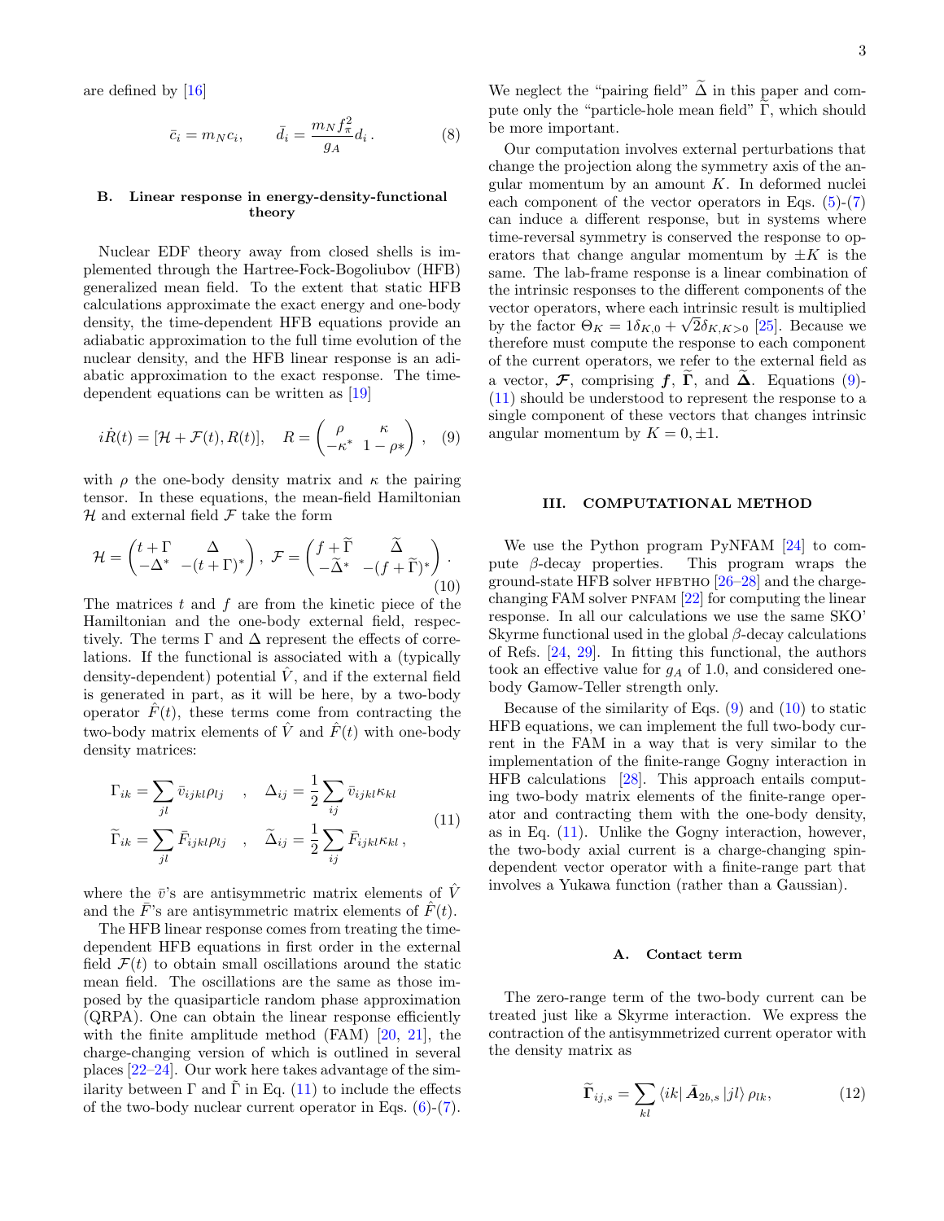are defined by [16]

$$\bar{c}_i = m_N c_i, \qquad \bar{d}_i = \frac{m_N f_\pi^2}{g_A} d_i \,. \tag{8}$$

### B. Linear response in energy-density-functional theory

Nuclear EDF theory away from closed shells is implemented through the Hartree-Fock-Bogoliubov (HFB) generalized mean field. To the extent that static HFB calculations approximate the exact energy and one-body density, the time-dependent HFB equations provide an adiabatic approximation to the full time evolution of the nuclear density, and the HFB linear response is an adiabatic approximation to the exact response. The time-dependent equations can be written as [19]

$$i\dot{R}(t) = [\mathcal{H} + \mathcal{F}(t), R(t)], \quad R = \begin{pmatrix} \rho & \kappa \\ -\kappa^* & 1-\rho* \end{pmatrix}, \tag{9}$$

with $\rho$ the one-body density matrix and $\kappa$ the pairing tensor. In these equations, the mean-field Hamiltonian $\mathcal{H}$ and external field $\mathcal{F}$ take the form

$$\mathcal{H} = \begin{pmatrix} t+\Gamma & \Delta \\ -\Delta^* & -(t+\Gamma)^* \end{pmatrix}, \; \mathcal{F} = \begin{pmatrix} f+\widetilde{\Gamma} & \widetilde{\Delta} \\ -\widetilde{\Delta}^* & -(f+\widetilde{\Gamma})^* \end{pmatrix}. \tag{10}$$

The matrices $t$ and $f$ are from the kinetic piece of the Hamiltonian and the one-body external field, respectively. The terms $\Gamma$ and $\Delta$ represent the effects of correlations. If the functional is associated with a (typically density-dependent) potential $\hat{V}$, and if the external field is generated in part, as it will be here, by a two-body operator $\hat{F}(t)$, these terms come from contracting the two-body matrix elements of $\hat{V}$ and $\hat{F}(t)$ with one-body density matrices:

$$\begin{aligned} \Gamma_{ik} &= \sum_{jl} \bar{v}_{ijkl}\rho_{lj} \quad , \quad \Delta_{ij} = \frac{1}{2}\sum_{ij} \bar{v}_{ijkl}\kappa_{kl} \\ \widetilde{\Gamma}_{ik} &= \sum_{jl} \bar{F}_{ijkl}\rho_{lj} \quad , \quad \widetilde{\Delta}_{ij} = \frac{1}{2}\sum_{ij} \bar{F}_{ijkl}\kappa_{kl}\,, \end{aligned} \tag{11}$$

where the $\bar{v}$'s are antisymmetric matrix elements of $\hat{V}$ and the $\bar{F}$'s are antisymmetric matrix elements of $\hat{F}(t)$.

The HFB linear response comes from treating the time-dependent HFB equations in first order in the external field $\mathcal{F}(t)$ to obtain small oscillations around the static mean field. The oscillations are the same as those imposed by the quasiparticle random phase approximation (QRPA). One can obtain the linear response efficiently with the finite amplitude method (FAM) [20, 21], the charge-changing version of which is outlined in several places [22–24]. Our work here takes advantage of the similarity between $\Gamma$ and $\tilde{\Gamma}$ in Eq. (11) to include the effects of the two-body nuclear current operator in Eqs. (6)-(7).

We neglect the "pairing field" $\widetilde{\Delta}$ in this paper and compute only the "particle-hole mean field" $\widetilde{\Gamma}$, which should be more important.

Our computation involves external perturbations that change the projection along the symmetry axis of the angular momentum by an amount $K$. In deformed nuclei each component of the vector operators in Eqs. (5)-(7) can induce a different response, but in systems where time-reversal symmetry is conserved the response to operators that change angular momentum by $\pm K$ is the same. The lab-frame response is a linear combination of the intrinsic responses to the different components of the vector operators, where each intrinsic result is multiplied by the factor $\Theta_K = 1\delta_{K,0} + \sqrt{2}\delta_{K,K>0}$ [25]. Because we therefore must compute the response to each component of the current operators, we refer to the external field as a vector, $\boldsymbol{\mathcal{F}}$, comprising $\boldsymbol{f}$, $\widetilde{\boldsymbol{\Gamma}}$, and $\widetilde{\boldsymbol{\Delta}}$. Equations (9)-(11) should be understood to represent the response to a single component of these vectors that changes intrinsic angular momentum by $K = 0, \pm 1$.

## III. COMPUTATIONAL METHOD

We use the Python program PyNFAM [24] to compute $\beta$-decay properties. This program wraps the ground-state HFB solver HFBTHO [26–28] and the charge-changing FAM solver PNFAM [22] for computing the linear response. In all our calculations we use the same SKO' Skyrme functional used in the global $\beta$-decay calculations of Refs. [24, 29]. In fitting this functional, the authors took an effective value for $g_A$ of 1.0, and considered one-body Gamow-Teller strength only.

Because of the similarity of Eqs. (9) and (10) to static HFB equations, we can implement the full two-body current in the FAM in a way that is very similar to the implementation of the finite-range Gogny interaction in HFB calculations [28]. This approach entails computing two-body matrix elements of the finite-range operator and contracting them with the one-body density, as in Eq. (11). Unlike the Gogny interaction, however, the two-body axial current is a charge-changing spin-dependent vector operator with a finite-range part that involves a Yukawa function (rather than a Gaussian).

### A. Contact term

The zero-range term of the two-body current can be treated just like a Skyrme interaction. We express the contraction of the antisymmetrized current operator with the density matrix as

$$\widetilde{\boldsymbol{\Gamma}}_{ij,s} = \sum_{kl} \langle ik| \,\bar{\boldsymbol{A}}_{2b,s}\, |jl\rangle \,\rho_{lk}, \tag{12}$$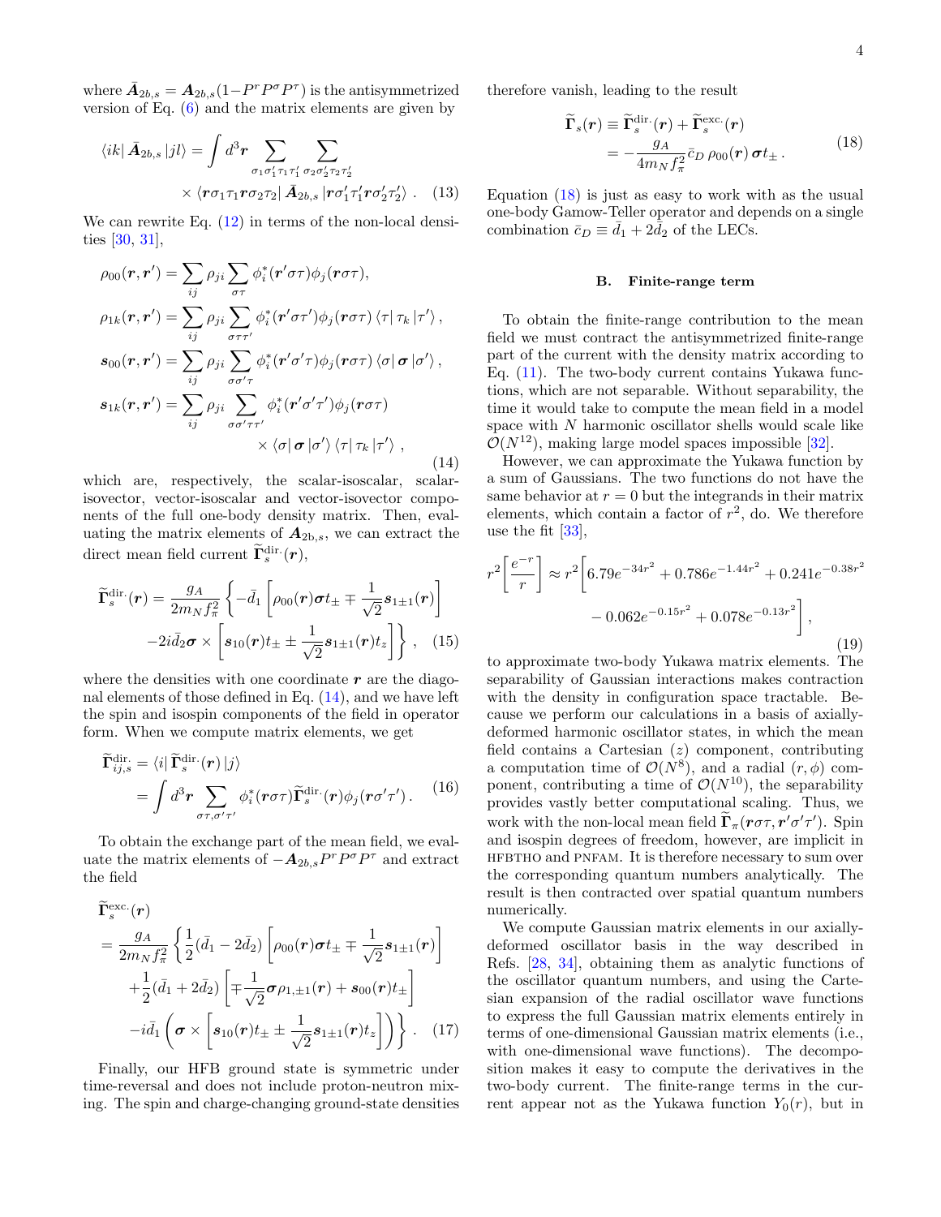where $\bar{\boldsymbol{A}}_{2b,s} = \boldsymbol{A}_{2b,s}(1-P^r P^\sigma P^\tau)$ is the antisymmetrized version of Eq. (6) and the matrix elements are given by

$$
\begin{aligned}
\langle ik|\, \bar{\boldsymbol{A}}_{2b,s}\, |jl\rangle = \int d^3\boldsymbol{r} \sum_{\sigma_1\sigma_1'\tau_1\tau_1'} \sum_{\sigma_2\sigma_2'\tau_2\tau_2'} \\
\times \langle \boldsymbol{r}\sigma_1\tau_1\boldsymbol{r}\sigma_2\tau_2|\, \bar{\boldsymbol{A}}_{2b,s}\, |\boldsymbol{r}\sigma_1'\tau_1'\boldsymbol{r}\sigma_2'\tau_2'\rangle \,. \quad (13)
\end{aligned}
$$

We can rewrite Eq. (12) in terms of the non-local densities [30, 31],

$$
\begin{aligned}
\rho_{00}(\boldsymbol{r},\boldsymbol{r}') &= \sum_{ij} \rho_{ji} \sum_{\sigma\tau} \phi_i^*(\boldsymbol{r}'\sigma\tau)\phi_j(\boldsymbol{r}\sigma\tau), \\
\rho_{1k}(\boldsymbol{r},\boldsymbol{r}') &= \sum_{ij} \rho_{ji} \sum_{\sigma\tau\tau'} \phi_i^*(\boldsymbol{r}'\sigma\tau')\phi_j(\boldsymbol{r}\sigma\tau) \langle\tau|\, \tau_k\, |\tau'\rangle \,, \\
\boldsymbol{s}_{00}(\boldsymbol{r},\boldsymbol{r}') &= \sum_{ij} \rho_{ji} \sum_{\sigma\sigma'\tau} \phi_i^*(\boldsymbol{r}'\sigma'\tau)\phi_j(\boldsymbol{r}\sigma\tau) \langle\sigma|\, \boldsymbol{\sigma}\, |\sigma'\rangle \,, \\
\boldsymbol{s}_{1k}(\boldsymbol{r},\boldsymbol{r}') &= \sum_{ij} \rho_{ji} \sum_{\sigma\sigma'\tau\tau'} \phi_i^*(\boldsymbol{r}'\sigma'\tau')\phi_j(\boldsymbol{r}\sigma\tau) \\
&\qquad \times \langle\sigma|\, \boldsymbol{\sigma}\, |\sigma'\rangle \langle\tau|\, \tau_k\, |\tau'\rangle \,,
\end{aligned} \quad (14)
$$

which are, respectively, the scalar-isoscalar, scalar-isovector, vector-isoscalar and vector-isovector components of the full one-body density matrix. Then, evaluating the matrix elements of $\boldsymbol{A}_{2\mathrm{b},s}$, we can extract the direct mean field current $\widetilde{\boldsymbol{\Gamma}}_s^{\mathrm{dir.}}(\boldsymbol{r})$,

$$
\begin{aligned}
\widetilde{\boldsymbol{\Gamma}}_s^{\mathrm{dir.}}(\boldsymbol{r}) = \frac{g_A}{2m_N f_\pi^2} \bigg\{ -\bar{d}_1 \left[ \rho_{00}(\boldsymbol{r})\boldsymbol{\sigma} t_\pm \mp \frac{1}{\sqrt{2}} \boldsymbol{s}_{1\pm1}(\boldsymbol{r}) \right] \\
-2i\bar{d}_2 \boldsymbol{\sigma} \times \left[ \boldsymbol{s}_{10}(\boldsymbol{r}) t_\pm \pm \frac{1}{\sqrt{2}} \boldsymbol{s}_{1\pm1}(\boldsymbol{r}) t_z \right] \bigg\} \,, \quad (15)
\end{aligned}
$$

where the densities with one coordinate $\boldsymbol{r}$ are the diagonal elements of those defined in Eq. (14), and we have left the spin and isospin components of the field in operator form. When we compute matrix elements, we get

$$
\begin{aligned}
\widetilde{\boldsymbol{\Gamma}}_{ij,s}^{\mathrm{dir.}} &= \langle i|\, \widetilde{\boldsymbol{\Gamma}}_s^{\mathrm{dir.}}(\boldsymbol{r})\, |j\rangle \\
&= \int d^3\boldsymbol{r} \sum_{\sigma\tau,\sigma'\tau'} \phi_i^*(\boldsymbol{r}\sigma\tau) \widetilde{\boldsymbol{\Gamma}}_s^{\mathrm{dir.}}(\boldsymbol{r}) \phi_j(\boldsymbol{r}\sigma'\tau') \,.
\end{aligned} \quad (16)
$$

To obtain the exchange part of the mean field, we evaluate the matrix elements of $-\boldsymbol{A}_{2b,s} P^r P^\sigma P^\tau$ and extract the field

$$
\begin{aligned}
&\widetilde{\boldsymbol{\Gamma}}_s^{\mathrm{exc.}}(\boldsymbol{r}) \\
&= \frac{g_A}{2m_N f_\pi^2} \bigg\{ \frac{1}{2}(\bar{d}_1 - 2\bar{d}_2) \left[ \rho_{00}(\boldsymbol{r})\boldsymbol{\sigma} t_\pm \mp \frac{1}{\sqrt{2}} \boldsymbol{s}_{1\pm1}(\boldsymbol{r}) \right] \\
&\quad + \frac{1}{2}(\bar{d}_1 + 2\bar{d}_2) \left[ \mp\frac{1}{\sqrt{2}} \boldsymbol{\sigma} \rho_{1,\pm1}(\boldsymbol{r}) + \boldsymbol{s}_{00}(\boldsymbol{r}) t_\pm \right] \\
&\quad - i\bar{d}_1 \left( \boldsymbol{\sigma} \times \left[ \boldsymbol{s}_{10}(\boldsymbol{r}) t_\pm \pm \frac{1}{\sqrt{2}} \boldsymbol{s}_{1\pm1}(\boldsymbol{r}) t_z \right] \right) \bigg\} \,. \quad (17)
\end{aligned}
$$

Finally, our HFB ground state is symmetric under time-reversal and does not include proton-neutron mixing. The spin and charge-changing ground-state densities therefore vanish, leading to the result

$$
\begin{aligned}
\widetilde{\boldsymbol{\Gamma}}_s(\boldsymbol{r}) &\equiv \widetilde{\boldsymbol{\Gamma}}_s^{\mathrm{dir.}}(\boldsymbol{r}) + \widetilde{\boldsymbol{\Gamma}}_s^{\mathrm{exc.}}(\boldsymbol{r}) \\
&= -\frac{g_A}{4m_N f_\pi^2} \bar{c}_D \,\rho_{00}(\boldsymbol{r})\, \boldsymbol{\sigma} t_\pm \,.
\end{aligned} \quad (18)
$$

Equation (18) is just as easy to work with as the usual one-body Gamow-Teller operator and depends on a single combination $\bar{c}_D \equiv \bar{d}_1 + 2\bar{d}_2$ of the LECs.

### B. Finite-range term

To obtain the finite-range contribution to the mean field we must contract the antisymmetrized finite-range part of the current with the density matrix according to Eq. (11). The two-body current contains Yukawa functions, which are not separable. Without separability, the time it would take to compute the mean field in a model space with $N$ harmonic oscillator shells would scale like $\mathcal{O}(N^{12})$, making large model spaces impossible [32].

However, we can approximate the Yukawa function by a sum of Gaussians. The two functions do not have the same behavior at $r = 0$ but the integrands in their matrix elements, which contain a factor of $r^2$, do. We therefore use the fit [33],

$$
\begin{aligned}
r^2 \left[ \frac{e^{-r}}{r} \right] \approx r^2 \bigg[ 6.79 e^{-34r^2} + 0.786 e^{-1.44r^2} + 0.241 e^{-0.38r^2} \\
- 0.062 e^{-0.15r^2} + 0.078 e^{-0.13r^2} \bigg] \,,
\end{aligned} \quad (19)
$$

to approximate two-body Yukawa matrix elements. The separability of Gaussian interactions makes contraction with the density in configuration space tractable. Because we perform our calculations in a basis of axially-deformed harmonic oscillator states, in which the mean field contains a Cartesian ($z$) component, contributing a computation time of $\mathcal{O}(N^8)$, and a radial ($r, \phi$) component, contributing a time of $\mathcal{O}(N^{10})$, the separability provides vastly better computational scaling. Thus, we work with the non-local mean field $\widetilde{\boldsymbol{\Gamma}}_\pi(\boldsymbol{r}\sigma\tau, \boldsymbol{r}'\sigma'\tau')$. Spin and isospin degrees of freedom, however, are implicit in HFBTHO and PNFAM. It is therefore necessary to sum over the corresponding quantum numbers analytically. The result is then contracted over spatial quantum numbers numerically.

We compute Gaussian matrix elements in our axially-deformed oscillator basis in the way described in Refs. [28, 34], obtaining them as analytic functions of the oscillator quantum numbers, and using the Cartesian expansion of the radial oscillator wave functions to express the full Gaussian matrix elements entirely in terms of one-dimensional Gaussian matrix elements (i.e., with one-dimensional wave functions). The decomposition makes it easy to compute the derivatives in the two-body current. The finite-range terms in the current appear not as the Yukawa function $Y_0(r)$, but in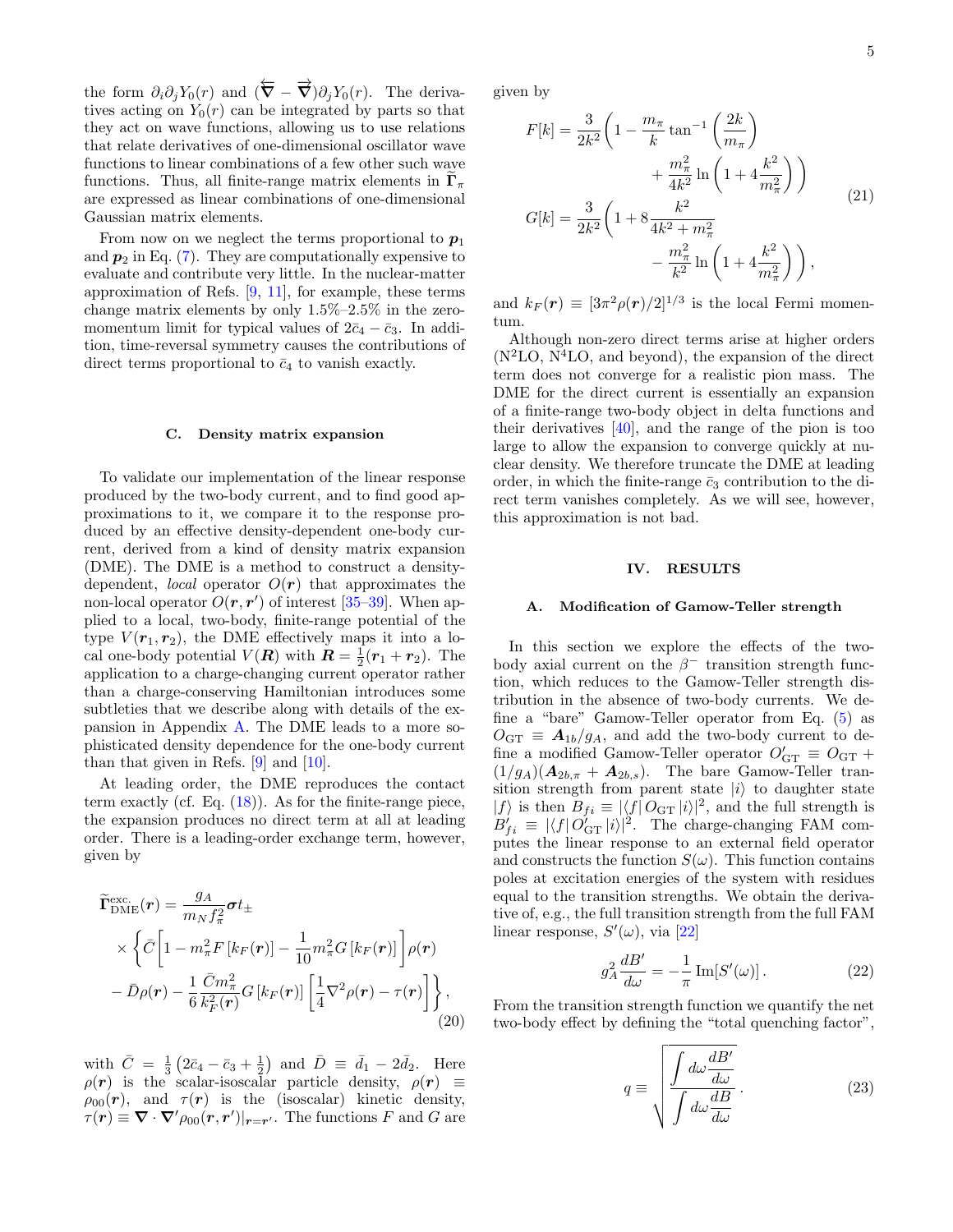the form $\partial_i\partial_j Y_0(r)$ and $(\overleftarrow{\boldsymbol{\nabla}} - \overrightarrow{\boldsymbol{\nabla}})\partial_j Y_0(r)$. The derivatives acting on $Y_0(r)$ can be integrated by parts so that they act on wave functions, allowing us to use relations that relate derivatives of one-dimensional oscillator wave functions to linear combinations of a few other such wave functions. Thus, all finite-range matrix elements in $\widetilde{\boldsymbol{\Gamma}}_\pi$ are expressed as linear combinations of one-dimensional Gaussian matrix elements.

From now on we neglect the terms proportional to $\boldsymbol{p}_1$ and $\boldsymbol{p}_2$ in Eq. (7). They are computationally expensive to evaluate and contribute very little. In the nuclear-matter approximation of Refs. [9, 11], for example, these terms change matrix elements by only 1.5%–2.5% in the zero-momentum limit for typical values of $2\bar{c}_4 - \bar{c}_3$. In addition, time-reversal symmetry causes the contributions of direct terms proportional to $\bar{c}_4$ to vanish exactly.

### C. Density matrix expansion

To validate our implementation of the linear response produced by the two-body current, and to find good approximations to it, we compare it to the response produced by an effective density-dependent one-body current, derived from a kind of density matrix expansion (DME). The DME is a method to construct a density-dependent, *local* operator $O(\boldsymbol{r})$ that approximates the non-local operator $O(\boldsymbol{r}, \boldsymbol{r}')$ of interest [35–39]. When applied to a local, two-body, finite-range potential of the type $V(\boldsymbol{r}_1, \boldsymbol{r}_2)$, the DME effectively maps it into a local one-body potential $V(\boldsymbol{R})$ with $\boldsymbol{R} = \frac{1}{2}(\boldsymbol{r}_1 + \boldsymbol{r}_2)$. The application to a charge-changing current operator rather than a charge-conserving Hamiltonian introduces some subtleties that we describe along with details of the expansion in Appendix A. The DME leads to a more sophisticated density dependence for the one-body current than that given in Refs. [9] and [10].

At leading order, the DME reproduces the contact term exactly (cf. Eq. (18)). As for the finite-range piece, the expansion produces no direct term at all at leading order. There is a leading-order exchange term, however, given by

$$
\begin{aligned}
\widetilde{\boldsymbol{\Gamma}}^{\text{exc.}}_{\text{DME}}(\boldsymbol{r}) = &\frac{g_A}{m_N f_\pi^2}\boldsymbol{\sigma} t_\pm \\
&\times \Bigg\{ \bar{C}\left[1 - m_\pi^2 F\left[k_F(\boldsymbol{r})\right] - \frac{1}{10} m_\pi^2 G\left[k_F(\boldsymbol{r})\right]\right]\rho(\boldsymbol{r}) \\
&- \bar{D}\rho(\boldsymbol{r}) - \frac{1}{6}\frac{\bar{C} m_\pi^2}{k_F^2(\boldsymbol{r})} G\left[k_F(\boldsymbol{r})\right]\left[\frac{1}{4}\nabla^2\rho(\boldsymbol{r}) - \tau(\boldsymbol{r})\right]\Bigg\},
\end{aligned}
\tag{20}
$$

with $\bar{C} = \frac{1}{3}\left(2\bar{c}_4 - \bar{c}_3 + \frac{1}{2}\right)$ and $\bar{D} \equiv \bar{d}_1 - 2\bar{d}_2$. Here $\rho(\boldsymbol{r})$ is the scalar-isoscalar particle density, $\rho(\boldsymbol{r}) \equiv \rho_{00}(\boldsymbol{r})$, and $\tau(\boldsymbol{r})$ is the (isoscalar) kinetic density, $\tau(\boldsymbol{r}) \equiv \boldsymbol{\nabla}\cdot\boldsymbol{\nabla}'\rho_{00}(\boldsymbol{r}, \boldsymbol{r}')|_{\boldsymbol{r}=\boldsymbol{r}'}$. The functions $F$ and $G$ are given by

$$
\begin{aligned}
F[k] &= \frac{3}{2k^2}\Bigg(1 - \frac{m_\pi}{k}\tan^{-1}\left(\frac{2k}{m_\pi}\right) \\
&\qquad + \frac{m_\pi^2}{4k^2}\ln\left(1 + 4\frac{k^2}{m_\pi^2}\right)\Bigg) \\
G[k] &= \frac{3}{2k^2}\Bigg(1 + 8\frac{k^2}{4k^2 + m_\pi^2} \\
&\qquad - \frac{m_\pi^2}{k^2}\ln\left(1 + 4\frac{k^2}{m_\pi^2}\right)\Bigg),
\end{aligned}
\tag{21}
$$

and $k_F(\boldsymbol{r}) \equiv [3\pi^2\rho(\boldsymbol{r})/2]^{1/3}$ is the local Fermi momentum.

Although non-zero direct terms arise at higher orders (N$^2$LO, N$^4$LO, and beyond), the expansion of the direct term does not converge for a realistic pion mass. The DME for the direct current is essentially an expansion of a finite-range two-body object in delta functions and their derivatives [40], and the range of the pion is too large to allow the expansion to converge quickly at nuclear density. We therefore truncate the DME at leading order, in which the finite-range $\bar{c}_3$ contribution to the direct term vanishes completely. As we will see, however, this approximation is not bad.

## IV. RESULTS

### A. Modification of Gamow-Teller strength

In this section we explore the effects of the two-body axial current on the $\beta^-$ transition strength function, which reduces to the Gamow-Teller strength distribution in the absence of two-body currents. We define a "bare" Gamow-Teller operator from Eq. (5) as $O_{\text{GT}} \equiv \boldsymbol{A}_{1b}/g_A$, and add the two-body current to define a modified Gamow-Teller operator $O'_{\text{GT}} \equiv O_{\text{GT}} + (1/g_A)(\boldsymbol{A}_{2b,\pi} + \boldsymbol{A}_{2b,s})$. The bare Gamow-Teller transition strength from parent state $|i\rangle$ to daughter state $|f\rangle$ is then $B_{fi} \equiv |\langle f|\, O_{\text{GT}}\,|i\rangle|^2$, and the full strength is $B'_{fi} \equiv |\langle f|\, O'_{\text{GT}}\,|i\rangle|^2$. The charge-changing FAM computes the linear response to an external field operator and constructs the function $S(\omega)$. This function contains poles at excitation energies of the system with residues equal to the transition strengths. We obtain the derivative of, e.g., the full transition strength from the full FAM linear response, $S'(\omega)$, via [22]

$$
g_A^2\frac{dB'}{d\omega} = -\frac{1}{\pi}\,\text{Im}[S'(\omega)]\,.
\tag{22}
$$

From the transition strength function we quantify the net two-body effect by defining the "total quenching factor",

$$
q \equiv \sqrt{\frac{\displaystyle\int d\omega \frac{dB'}{d\omega}}{\displaystyle\int d\omega \frac{dB}{d\omega}}}\,.
\tag{23}
$$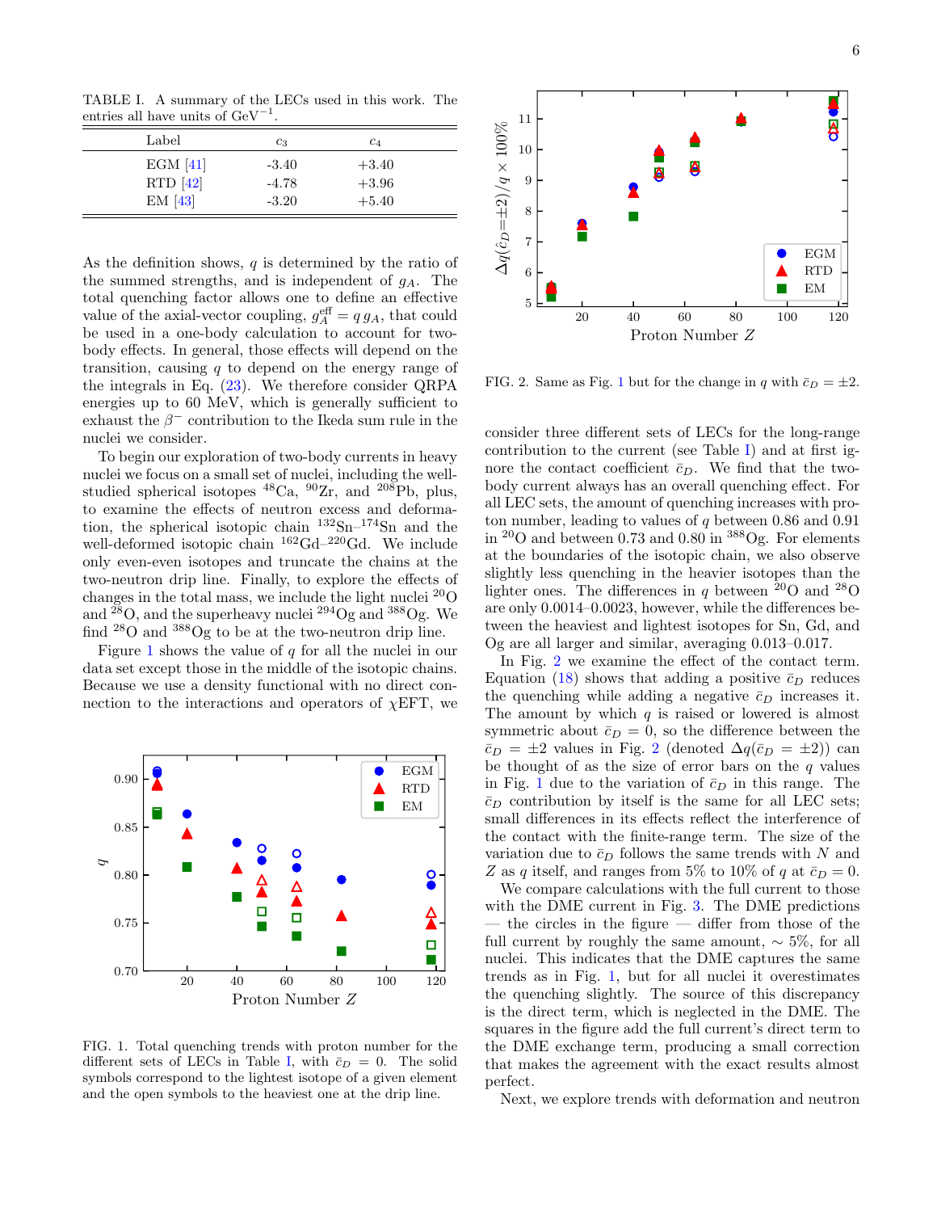TABLE I. A summary of the LECs used in this work. The entries all have units of $\mathrm{GeV}^{-1}$.

| Label | $c_3$ | $c_4$ |
|---|---|---|
| EGM [41] | -3.40 | +3.40 |
| RTD [42] | -4.78 | +3.96 |
| EM [43] | -3.20 | +5.40 |

As the definition shows, $q$ is determined by the ratio of the summed strengths, and is independent of $g_A$. The total quenching factor allows one to define an effective value of the axial-vector coupling, $g_A^{\rm eff} = q\, g_A$, that could be used in a one-body calculation to account for two-body effects. In general, those effects will depend on the transition, causing $q$ to depend on the energy range of the integrals in Eq. (23). We therefore consider QRPA energies up to 60 MeV, which is generally sufficient to exhaust the $\beta^-$ contribution to the Ikeda sum rule in the nuclei we consider.

To begin our exploration of two-body currents in heavy nuclei we focus on a small set of nuclei, including the well-studied spherical isotopes $^{48}$Ca, $^{90}$Zr, and $^{208}$Pb, plus, to examine the effects of neutron excess and deformation, the spherical isotopic chain $^{132}$Sn–$^{174}$Sn and the well-deformed isotopic chain $^{162}$Gd–$^{220}$Gd. We include only even-even isotopes and truncate the chains at the two-neutron drip line. Finally, to explore the effects of changes in the total mass, we include the light nuclei $^{20}$O and $^{28}$O, and the superheavy nuclei $^{294}$Og and $^{388}$Og. We find $^{28}$O and $^{388}$Og to be at the two-neutron drip line.

Figure 1 shows the value of $q$ for all the nuclei in our data set except those in the middle of the isotopic chains. Because we use a density functional with no direct connection to the interactions and operators of $\chi$EFT, we consider three different sets of LECs for the long-range contribution to the current (see Table I) and at first ignore the contact coefficient $\bar{c}_D$. We find that the two-body current always has an overall quenching effect. For all LEC sets, the amount of quenching increases with proton number, leading to values of $q$ between 0.86 and 0.91 in $^{20}$O and between 0.73 and 0.80 in $^{388}$Og. For elements at the boundaries of the isotopic chain, we also observe slightly less quenching in the heavier isotopes than the lighter ones. The differences in $q$ between $^{20}$O and $^{28}$O are only 0.0014–0.0023, however, while the differences between the heaviest and lightest isotopes for Sn, Gd, and Og are all larger and similar, averaging 0.013–0.017.

FIG. 1. Total quenching trends with proton number for the different sets of LECs in Table I, with $\bar{c}_D = 0$. The solid symbols correspond to the lightest isotope of a given element and the open symbols to the heaviest one at the drip line.

FIG. 2. Same as Fig. 1 but for the change in $q$ with $\bar{c}_D = \pm 2$.

In Fig. 2 we examine the effect of the contact term. Equation (18) shows that adding a positive $\bar{c}_D$ reduces the quenching while adding a negative $\bar{c}_D$ increases it. The amount by which $q$ is raised or lowered is almost symmetric about $\bar{c}_D = 0$, so the difference between the $\bar{c}_D = \pm 2$ values in Fig. 2 (denoted $\Delta q(\bar{c}_D = \pm 2)$) can be thought of as the size of error bars on the $q$ values in Fig. 1 due to the variation of $\bar{c}_D$ in this range. The $\bar{c}_D$ contribution by itself is the same for all LEC sets; small differences in its effects reflect the interference of the contact with the finite-range term. The size of the variation due to $\bar{c}_D$ follows the same trends with $N$ and $Z$ as $q$ itself, and ranges from 5% to 10% of $q$ at $\bar{c}_D = 0$.

We compare calculations with the full current to those with the DME current in Fig. 3. The DME predictions — the circles in the figure — differ from those of the full current by roughly the same amount, $\sim 5\%$, for all nuclei. This indicates that the DME captures the same trends as in Fig. 1, but for all nuclei it overestimates the quenching slightly. The source of this discrepancy is the direct term, which is neglected in the DME. The squares in the figure add the full current's direct term to the DME exchange term, producing a small correction that makes the agreement with the exact results almost perfect.

Next, we explore trends with deformation and neutron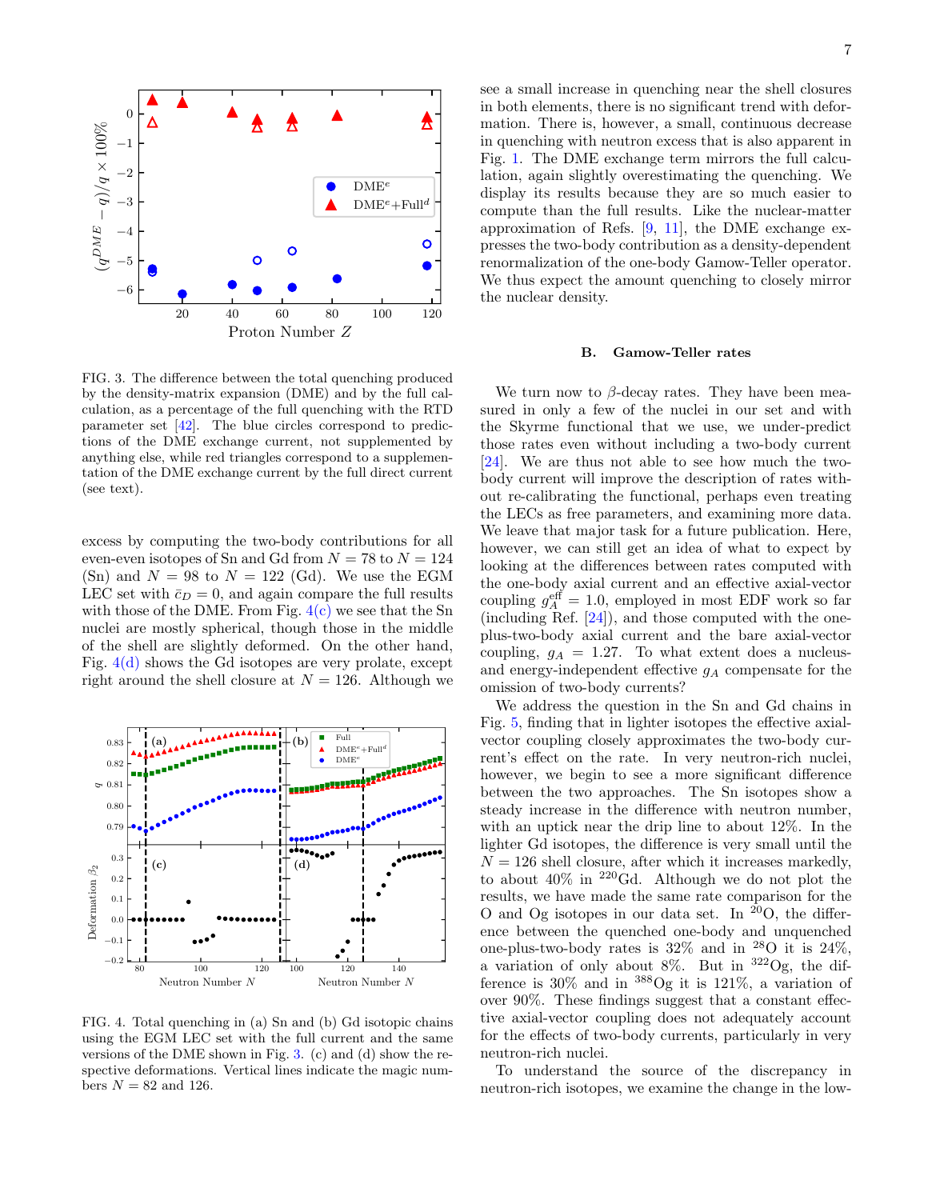FIG. 3. The difference between the total quenching produced by the density-matrix expansion (DME) and by the full calculation, as a percentage of the full quenching with the RTD parameter set [42]. The blue circles correspond to predictions of the DME exchange current, not supplemented by anything else, while red triangles correspond to a supplementation of the DME exchange current by the full direct current (see text).

excess by computing the two-body contributions for all even-even isotopes of Sn and Gd from $N = 78$ to $N = 124$ (Sn) and $N = 98$ to $N = 122$ (Gd). We use the EGM LEC set with $\bar{c}_D = 0$, and again compare the full results with those of the DME. From Fig. 4(c) we see that the Sn nuclei are mostly spherical, though those in the middle of the shell are slightly deformed. On the other hand, Fig. 4(d) shows the Gd isotopes are very prolate, except right around the shell closure at $N = 126$. Although we see a small increase in quenching near the shell closures in both elements, there is no significant trend with deformation. There is, however, a small, continuous decrease in quenching with neutron excess that is also apparent in Fig. 1. The DME exchange term mirrors the full calculation, again slightly overestimating the quenching. We display its results because they are so much easier to compute than the full results. Like the nuclear-matter approximation of Refs. [9, 11], the DME exchange expresses the two-body contribution as a density-dependent renormalization of the one-body Gamow-Teller operator. We thus expect the amount quenching to closely mirror the nuclear density.

FIG. 4. Total quenching in (a) Sn and (b) Gd isotopic chains using the EGM LEC set with the full current and the same versions of the DME shown in Fig. 3. (c) and (d) show the respective deformations. Vertical lines indicate the magic numbers $N = 82$ and 126.

### B. Gamow-Teller rates

We turn now to $\beta$-decay rates. They have been measured in only a few of the nuclei in our set and with the Skyrme functional that we use, we under-predict those rates even without including a two-body current [24]. We are thus not able to see how much the two-body current will improve the description of rates without re-calibrating the functional, perhaps even treating the LECs as free parameters, and examining more data. We leave that major task for a future publication. Here, however, we can still get an idea of what to expect by looking at the differences between rates computed with the one-body axial current and an effective axial-vector coupling $g_A^{\text{eff}} = 1.0$, employed in most EDF work so far (including Ref. [24]), and those computed with the one-plus-two-body axial current and the bare axial-vector coupling, $g_A = 1.27$. To what extent does a nucleus- and energy-independent effective $g_A$ compensate for the omission of two-body currents?

We address the question in the Sn and Gd chains in Fig. 5, finding that in lighter isotopes the effective axial-vector coupling closely approximates the two-body current's effect on the rate. In very neutron-rich nuclei, however, we begin to see a more significant difference between the two approaches. The Sn isotopes show a steady increase in the difference with neutron number, with an uptick near the drip line to about 12%. In the lighter Gd isotopes, the difference is very small until the $N = 126$ shell closure, after which it increases markedly, to about 40% in $^{220}$Gd. Although we do not plot the results, we have made the same rate comparison for the O and Og isotopes in our data set. In $^{20}$O, the difference between the quenched one-body and unquenched one-plus-two-body rates is 32% and in $^{28}$O it is 24%, a variation of only about 8%. But in $^{322}$Og, the difference is 30% and in $^{388}$Og it is 121%, a variation of over 90%. These findings suggest that a constant effective axial-vector coupling does not adequately account for the effects of two-body currents, particularly in very neutron-rich nuclei.

To understand the source of the discrepancy in neutron-rich isotopes, we examine the change in the low-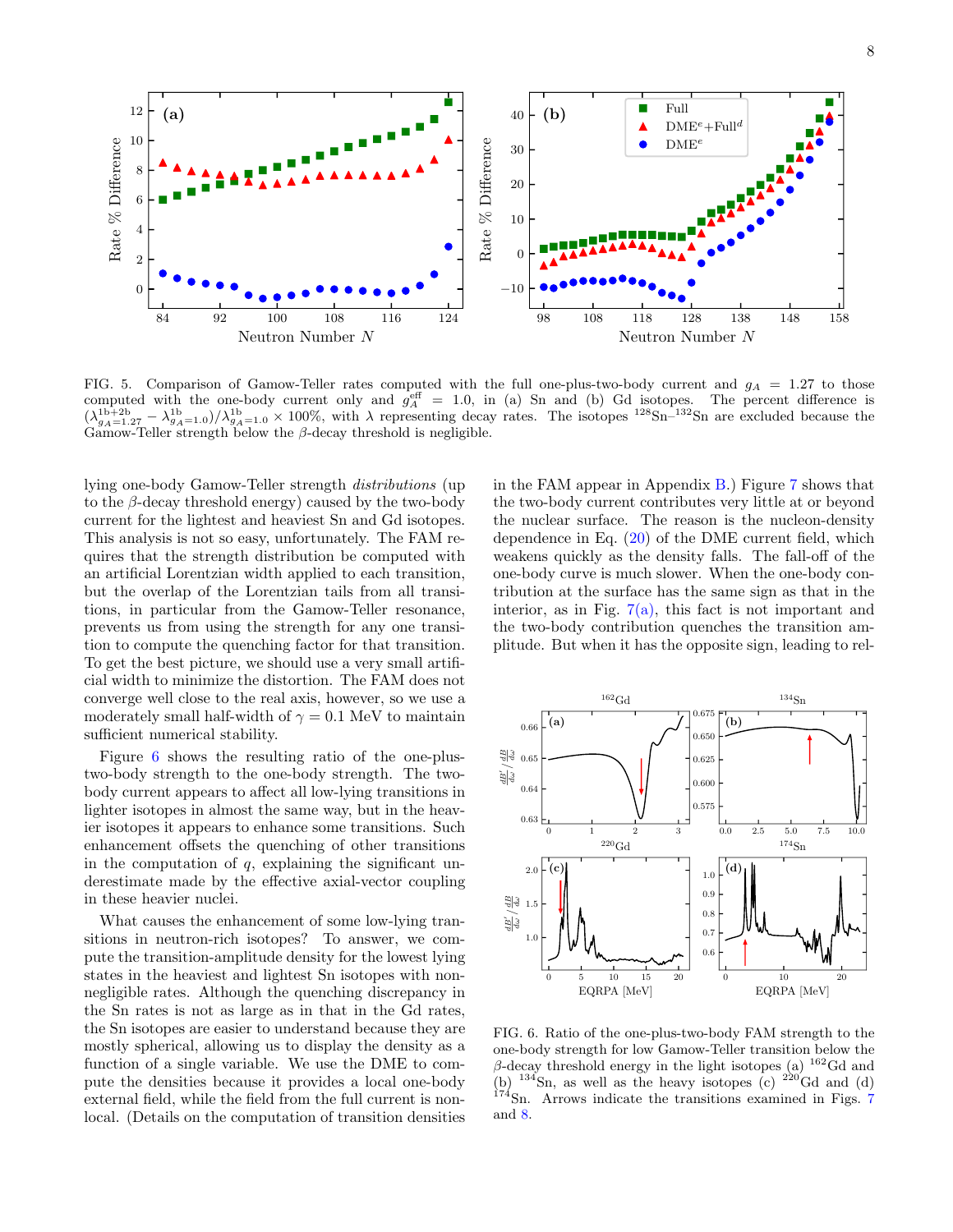FIG. 5. Comparison of Gamow-Teller rates computed with the full one-plus-two-body current and $g_A = 1.27$ to those computed with the one-body current only and $g_A^{\rm eff} = 1.0$, in (a) Sn and (b) Gd isotopes. The percent difference is $(\lambda^{\rm 1b+2b}_{g_A=1.27} - \lambda^{\rm 1b}_{g_A=1.0})/\lambda^{\rm 1b}_{g_A=1.0} \times 100\%$, with $\lambda$ representing decay rates. The isotopes $^{128}$Sn–$^{132}$Sn are excluded because the Gamow-Teller strength below the $\beta$-decay threshold is negligible.

lying one-body Gamow-Teller strength *distributions* (up to the $\beta$-decay threshold energy) caused by the two-body current for the lightest and heaviest Sn and Gd isotopes. This analysis is not so easy, unfortunately. The FAM requires that the strength distribution be computed with an artificial Lorentzian width applied to each transition, but the overlap of the Lorentzian tails from all transitions, in particular from the Gamow-Teller resonance, prevents us from using the strength for any one transition to compute the quenching factor for that transition. To get the best picture, we should use a very small artificial width to minimize the distortion. The FAM does not converge well close to the real axis, however, so we use a moderately small half-width of $\gamma = 0.1$ MeV to maintain sufficient numerical stability.

Figure 6 shows the resulting ratio of the one-plus-two-body strength to the one-body strength. The two-body current appears to affect all low-lying transitions in lighter isotopes in almost the same way, but in the heavier isotopes it appears to enhance some transitions. Such enhancement offsets the quenching of other transitions in the computation of $q$, explaining the significant underestimate made by the effective axial-vector coupling in these heavier nuclei.

What causes the enhancement of some low-lying transitions in neutron-rich isotopes? To answer, we compute the transition-amplitude density for the lowest lying states in the heaviest and lightest Sn isotopes with non-negligible rates. Although the coupling discrepancy in the Sn rates is not as large as in that in the Gd rates, the Sn isotopes are easier to understand because they are mostly spherical, allowing us to display the density as a function of a single variable. We use the DME to compute the densities because it provides a local one-body external field, while the field from the full current is non-local. (Details on the computation of transition densities in the FAM appear in Appendix B.) Figure 7 shows that the two-body current contributes very little at or beyond the nuclear surface. The reason is the nucleon-density dependence in Eq. (20) of the DME current field, which weakens quickly as the density falls. The fall-off of the one-body curve is much slower. When the one-body contribution at the surface has the same sign as that in the interior, as in Fig. 7(a), this fact is not important and the two-body contribution quenches the transition amplitude. But when it has the opposite sign, leading to rel-

FIG. 6. Ratio of the one-plus-two-body FAM strength to the one-body strength for low Gamow-Teller transition below the $\beta$-decay threshold energy in the light isotopes (a) $^{162}$Gd and (b) $^{134}$Sn, as well as the heavy isotopes (c) $^{220}$Gd and (d) $^{174}$Sn. Arrows indicate the transitions examined in Figs. 7 and 8.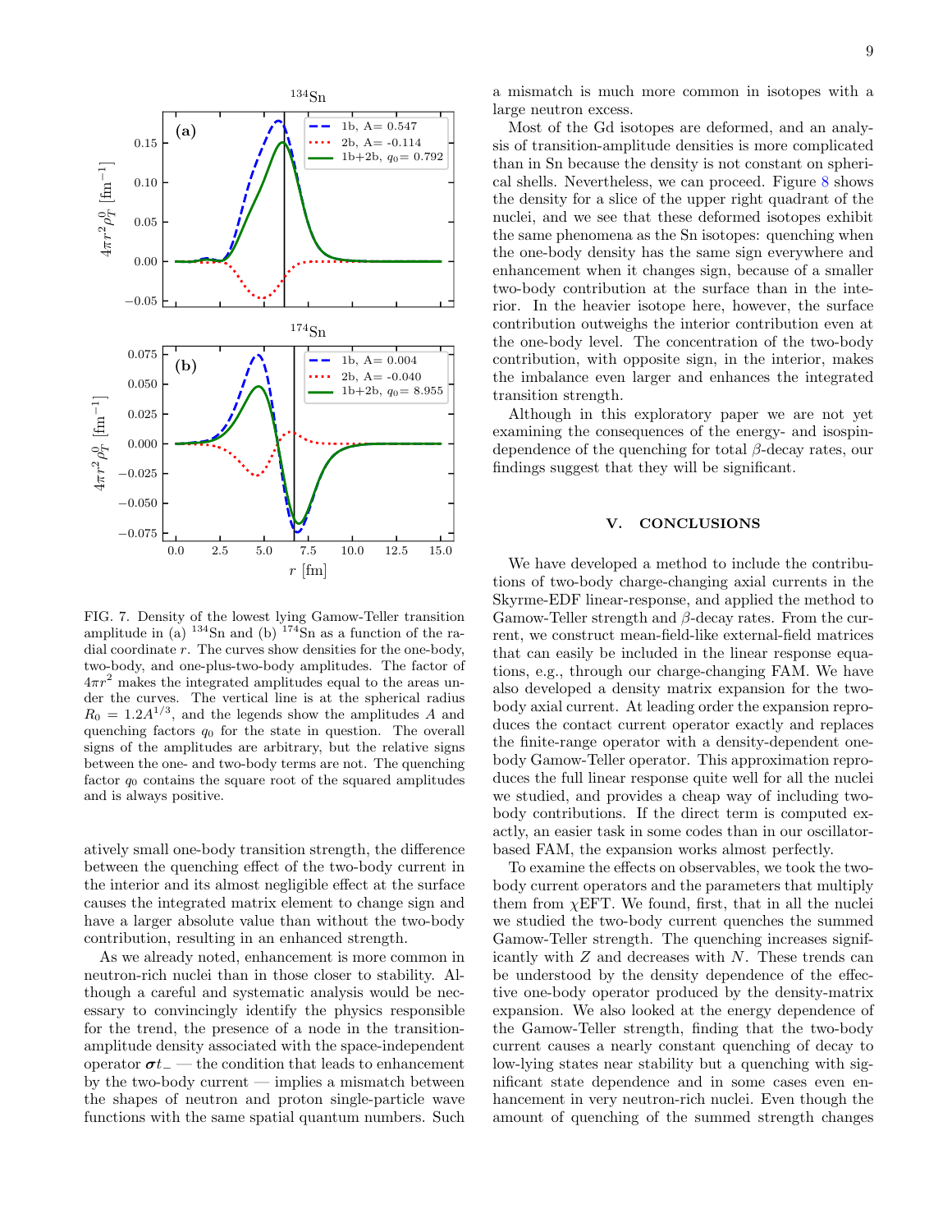FIG. 7. Density of the lowest lying Gamow-Teller transition amplitude in (a) $^{134}$Sn and (b) $^{174}$Sn as a function of the radial coordinate $r$. The curves show densities for the one-body, two-body, and one-plus-two-body amplitudes. The factor of $4\pi r^2$ makes the integrated amplitudes equal to the areas under the curves. The vertical line is at the spherical radius $R_0 = 1.2A^{1/3}$, and the legends show the amplitudes $A$ and quenching factors $q_0$ for the state in question. The overall signs of the amplitudes are arbitrary, but the relative signs between the one- and two-body terms are not. The quenching factor $q_0$ contains the square root of the squared amplitudes and is always positive.

atively small one-body transition strength, the difference between the quenching effect of the two-body current in the interior and its almost negligible effect at the surface causes the integrated matrix element to change sign and have a larger absolute value than without the two-body contribution, resulting in an enhanced strength.

As we already noted, enhancement is more common in neutron-rich nuclei than in those closer to stability. Although a careful and systematic analysis would be necessary to convincingly identify the physics responsible for the trend, the presence of a node in the transition-amplitude density associated with the space-independent operator $\boldsymbol{\sigma} t_-$ — the condition that leads to enhancement by the two-body current — implies a mismatch between the shapes of neutron and proton single-particle wave functions with the same spatial quantum numbers. Such a mismatch is much more common in isotopes with a large neutron excess.

Most of the Gd isotopes are deformed, and an analysis of transition-amplitude densities is more complicated than in Sn because the density is not constant on spherical shells. Nevertheless, we can proceed. Figure 8 shows the density for a slice of the upper right quadrant of the nuclei, and we see that these deformed isotopes exhibit the same phenomena as the Sn isotopes: quenching when the one-body density has the same sign everywhere and enhancement when it changes sign, because of a smaller two-body contribution at the surface than in the interior. In the heavier isotope here, however, the surface contribution outweighs the interior contribution even at the one-body level. The concentration of the two-body contribution, with opposite sign, in the interior, makes the imbalance even larger and enhances the integrated transition strength.

Although in this exploratory paper we are not yet examining the consequences of the energy- and isospin-dependence of the quenching for total $\beta$-decay rates, our findings suggest that they will be significant.

## V. CONCLUSIONS

We have developed a method to include the contributions of two-body charge-changing axial currents in the Skyrme-EDF linear-response, and applied the method to Gamow-Teller strength and $\beta$-decay rates. From the current, we construct mean-field-like external-field matrices that can easily be included in the linear response equations, e.g., through our charge-changing FAM. We have also developed a density matrix expansion for the two-body axial current. At leading order the expansion reproduces the contact current operator exactly and replaces the finite-range operator with a density-dependent one-body Gamow-Teller operator. This approximation reproduces the full linear response quite well for all the nuclei we studied, and provides a cheap way of including two-body contributions. If the direct term is computed exactly, an easier task in some codes than in our oscillator-based FAM, the expansion works almost perfectly.

To examine the effects on observables, we took the two-body current operators and the parameters that multiply them from $\chi$EFT. We found, first, that in all the nuclei we studied the two-body current quenches the summed Gamow-Teller strength. The quenching increases significantly with $Z$ and decreases with $N$. These trends can be understood by the density dependence of the effective one-body operator produced by the density-matrix expansion. We also looked at the energy dependence of the Gamow-Teller strength, finding that the two-body current causes a nearly constant quenching of decay to low-lying states near stability but a quenching with significant state dependence and in some cases even enhancement in very neutron-rich nuclei. Even though the amount of quenching of the summed strength changes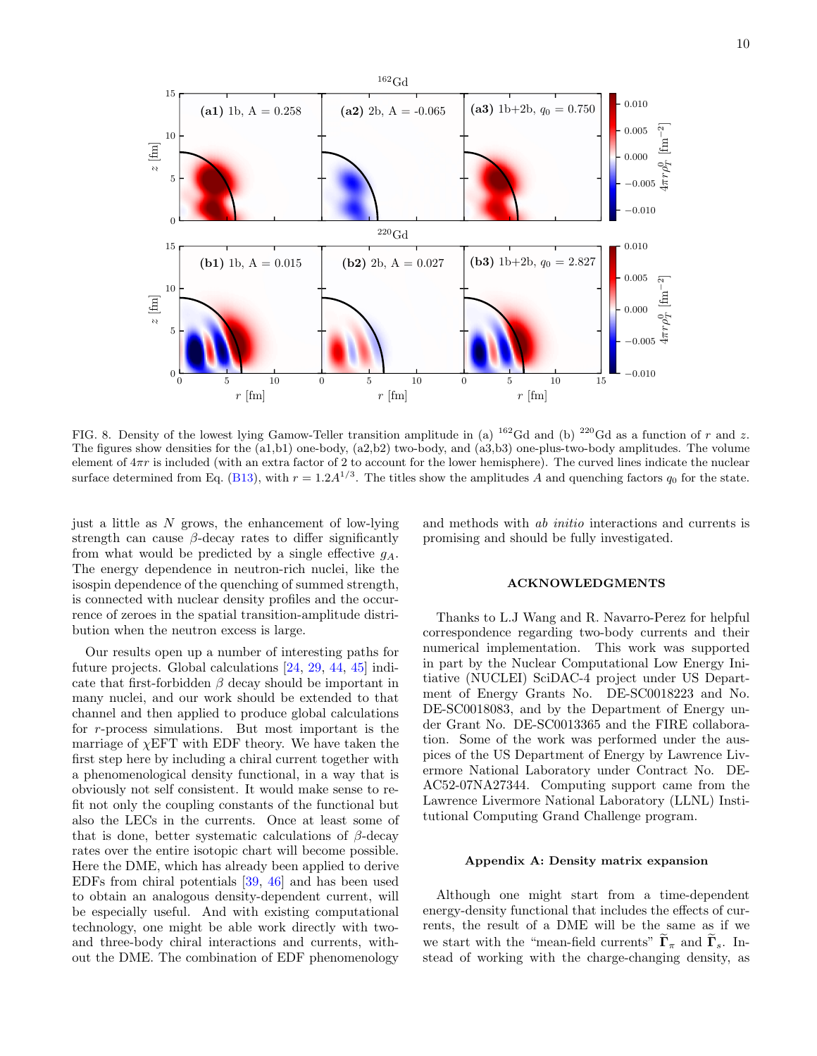FIG. 8. Density of the lowest lying Gamow-Teller transition amplitude in (a) $^{162}$Gd and (b) $^{220}$Gd as a function of $r$ and $z$. The figures show densities for the (a1,b1) one-body, (a2,b2) two-body, and (a3,b3) one-plus-two-body amplitudes. The volume element of $4\pi r$ is included (with an extra factor of 2 to account for the lower hemisphere). The curved lines indicate the nuclear surface determined from Eq. (B13), with $r = 1.2A^{1/3}$. The titles show the amplitudes $A$ and quenching factors $q_0$ for the state.

just a little as $N$ grows, the enhancement of low-lying strength can cause $\beta$-decay rates to differ significantly from what would be predicted by a single effective $g_A$. The energy dependence in neutron-rich nuclei, like the isospin dependence of the quenching of summed strength, is connected with nuclear density profiles and the occurrence of zeroes in the spatial transition-amplitude distribution when the neutron excess is large.

Our results open up a number of interesting paths for future projects. Global calculations [24, 29, 44, 45] indicate that first-forbidden $\beta$ decay should be important in many nuclei, and our work should be extended to that channel and then applied to produce global calculations for $r$-process simulations. But most important is the marriage of $\chi$EFT with EDF theory. We have taken the first step here by including a chiral current together with a phenomenological density functional, in a way that is obviously not self consistent. It would make sense to refit not only the coupling constants of the functional but also the LECs in the currents. Once at least some of that is done, better systematic calculations of $\beta$-decay rates over the entire isotopic chart will become possible. Here the DME, which has already been applied to derive EDFs from chiral potentials [39, 46] and has been used to obtain an analogous density-dependent current, will be especially useful. And with existing computational technology, one might be able work directly with two- and three-body chiral interactions and currents, without the DME. The combination of EDF phenomenology and methods with *ab initio* interactions and currents is promising and should be fully investigated.

## ACKNOWLEDGMENTS

Thanks to L.J Wang and R. Navarro-Perez for helpful correspondence regarding two-body currents and their numerical implementation. This work was supported in part by the Nuclear Computational Low Energy Initiative (NUCLEI) SciDAC-4 project under US Department of Energy Grants No. DE-SC0018223 and No. DE-SC0018083, and by the Department of Energy under Grant No. DE-SC0013365 and the FIRE collaboration. Some of the work was performed under the auspices of the US Department of Energy by Lawrence Livermore National Laboratory under Contract No. DE-AC52-07NA27344. Computing support came from the Lawrence Livermore National Laboratory (LLNL) Institutional Computing Grand Challenge program.

## Appendix A: Density matrix expansion

Although one might start from a time-dependent energy-density functional that includes the effects of currents, the result of a DME will be the same as if we we start with the "mean-field currents" $\widetilde{\mathbf{\Gamma}}_\pi$ and $\widetilde{\mathbf{\Gamma}}_s$. Instead of working with the charge-changing density, as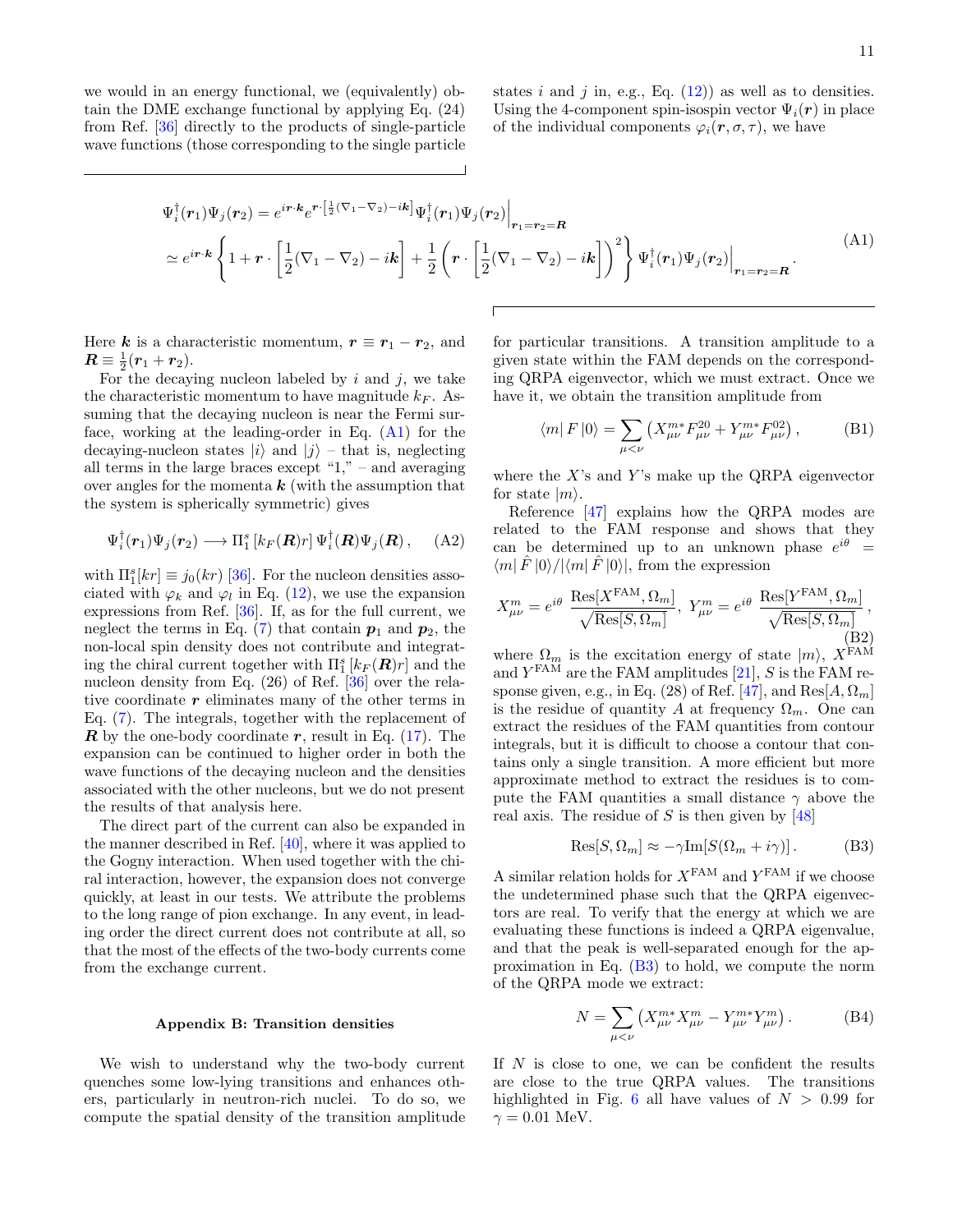we would in an energy functional, we (equivalently) obtain the DME exchange functional by applying Eq. (24) from Ref. [36] directly to the products of single-particle wave functions (those corresponding to the single particle states $i$ and $j$ in, e.g., Eq. (12)) as well as to densities. Using the 4-component spin-isospin vector $\Psi_i(\boldsymbol{r})$ in place of the individual components $\varphi_i(\boldsymbol{r},\sigma,\tau)$, we have

$$
\begin{aligned}
\Psi_i^\dagger(\boldsymbol{r}_1)\Psi_j(\boldsymbol{r}_2) &= e^{i\boldsymbol{r}\cdot\boldsymbol{k}} e^{\boldsymbol{r}\cdot\left[\frac{1}{2}(\nabla_1-\nabla_2)-i\boldsymbol{k}\right]} \Psi_i^\dagger(\boldsymbol{r}_1)\Psi_j(\boldsymbol{r}_2)\Big|_{\boldsymbol{r}_1=\boldsymbol{r}_2=\boldsymbol{R}} \\
&\simeq e^{i\boldsymbol{r}\cdot\boldsymbol{k}} \left\{ 1 + \boldsymbol{r}\cdot\left[\frac{1}{2}(\nabla_1-\nabla_2)-i\boldsymbol{k}\right] + \frac{1}{2}\left(\boldsymbol{r}\cdot\left[\frac{1}{2}(\nabla_1-\nabla_2)-i\boldsymbol{k}\right]\right)^2 \right\} \Psi_i^\dagger(\boldsymbol{r}_1)\Psi_j(\boldsymbol{r}_2)\Big|_{\boldsymbol{r}_1=\boldsymbol{r}_2=\boldsymbol{R}} .
\end{aligned}
\tag{A1}
$$

Here $\boldsymbol{k}$ is a characteristic momentum, $\boldsymbol{r} \equiv \boldsymbol{r}_1 - \boldsymbol{r}_2$, and $\boldsymbol{R} \equiv \frac{1}{2}(\boldsymbol{r}_1 + \boldsymbol{r}_2)$.

For the decaying nucleon labeled by $i$ and $j$, we take the characteristic momentum to have magnitude $k_F$. Assuming that the decaying nucleon is near the Fermi surface, working at the leading-order in Eq. (A1) for the decaying-nucleon states $|i\rangle$ and $|j\rangle$ – that is, neglecting all terms in the large braces except "1," – and averaging over angles for the momenta $\boldsymbol{k}$ (with the assumption that the system is spherically symmetric) gives

$$
\Psi_i^\dagger(\boldsymbol{r}_1)\Psi_j(\boldsymbol{r}_2) \longrightarrow \Pi_1^s\left[k_F(\boldsymbol{R})r\right] \Psi_i^\dagger(\boldsymbol{R})\Psi_j(\boldsymbol{R}) , \tag{A2}
$$

with $\Pi_1^s[kr] \equiv j_0(kr)$ [36]. For the nucleon densities associated with $\varphi_k$ and $\varphi_l$ in Eq. (12), we use the expansion expressions from Ref. [36]. If, as for the full current, we neglect the terms in Eq. (7) that contain $\boldsymbol{p}_1$ and $\boldsymbol{p}_2$, the non-local spin density does not contribute and integrating the chiral current together with $\Pi_1^s\left[k_F(\boldsymbol{R})r\right]$ and the nucleon density from Eq. (26) of Ref. [36] over the relative coordinate $\boldsymbol{r}$ eliminates many of the other terms in Eq. (7). The integrals, together with the replacement of $\boldsymbol{R}$ by the one-body coordinate $\boldsymbol{r}$, result in Eq. (17). The expansion can be continued to higher order in both the wave functions of the decaying nucleon and the densities associated with the other nucleons, but we do not present the results of that analysis here.

The direct part of the current can also be expanded in the manner described in Ref. [40], where it was applied to the Gogny interaction. When used together with the chiral interaction, however, the expansion does not converge quickly, at least in our tests. We attribute the problems to the long range of pion exchange. In any event, in leading order the direct current does not contribute at all, so that the most of the effects of the two-body currents come from the exchange current.

## Appendix B: Transition densities

We wish to understand why the two-body current quenches some low-lying transitions and enhances others, particularly in neutron-rich nuclei. To do so, we compute the spatial density of the transition amplitude for particular transitions. A transition amplitude to a given state within the FAM depends on the corresponding QRPA eigenvector, which we must extract. Once we have it, we obtain the transition amplitude from

$$
\langle m|\, F\, |0\rangle = \sum_{\mu<\nu} \left( X_{\mu\nu}^{m*} F_{\mu\nu}^{20} + Y_{\mu\nu}^{m*} F_{\mu\nu}^{02} \right) , \tag{B1}
$$

where the $X$'s and $Y$'s make up the QRPA eigenvector for state $|m\rangle$.

Reference [47] explains how the QRPA modes are related to the FAM response and shows that they can be determined up to an unknown phase $e^{i\theta} = \langle m|\,\hat{F}\,|0\rangle / |\langle m|\,\hat{F}\,|0\rangle|$, from the expression

$$
X_{\mu\nu}^m = e^{i\theta}\ \frac{\mathrm{Res}[X^{\mathrm{FAM}},\Omega_m]}{\sqrt{\mathrm{Res}[S,\Omega_m]}},\ Y_{\mu\nu}^m = e^{i\theta}\ \frac{\mathrm{Res}[Y^{\mathrm{FAM}},\Omega_m]}{\sqrt{\mathrm{Res}[S,\Omega_m]}} , \tag{B2}
$$

where $\Omega_m$ is the excitation energy of state $|m\rangle$, $X^{\mathrm{FAM}}$ and $Y^{\mathrm{FAM}}$ are the FAM amplitudes [21], $S$ is the FAM response given, e.g., in Eq. (28) of Ref. [47], and $\mathrm{Res}[A,\Omega_m]$ is the residue of quantity $A$ at frequency $\Omega_m$. One can extract the residues of the FAM quantities from contour integrals, but it is difficult to choose a contour that contains only a single transition. A more efficient but more approximate method to extract the residues is to compute the FAM quantities a small distance $\gamma$ above the real axis. The residue of $S$ is then given by [48]

$$
\mathrm{Res}[S,\Omega_m] \approx -\gamma \mathrm{Im}[S(\Omega_m + i\gamma)] . \tag{B3}
$$

A similar relation holds for $X^{\mathrm{FAM}}$ and $Y^{\mathrm{FAM}}$ if we choose the undetermined phase such that the QRPA eigenvectors are real. To verify that the energy at which we are evaluating these functions is indeed a QRPA eigenvalue, and that the peak is well-separated enough for the approximation in Eq. (B3) to hold, we compute the norm of the QRPA mode we extract:

$$
N = \sum_{\mu<\nu} \left( X_{\mu\nu}^{m*} X_{\mu\nu}^m - Y_{\mu\nu}^{m*} Y_{\mu\nu}^m \right) . \tag{B4}
$$

If $N$ is close to one, we can be confident the results are close to the true QRPA values. The transitions highlighted in Fig. 6 all have values of $N > 0.99$ for $\gamma = 0.01$ MeV.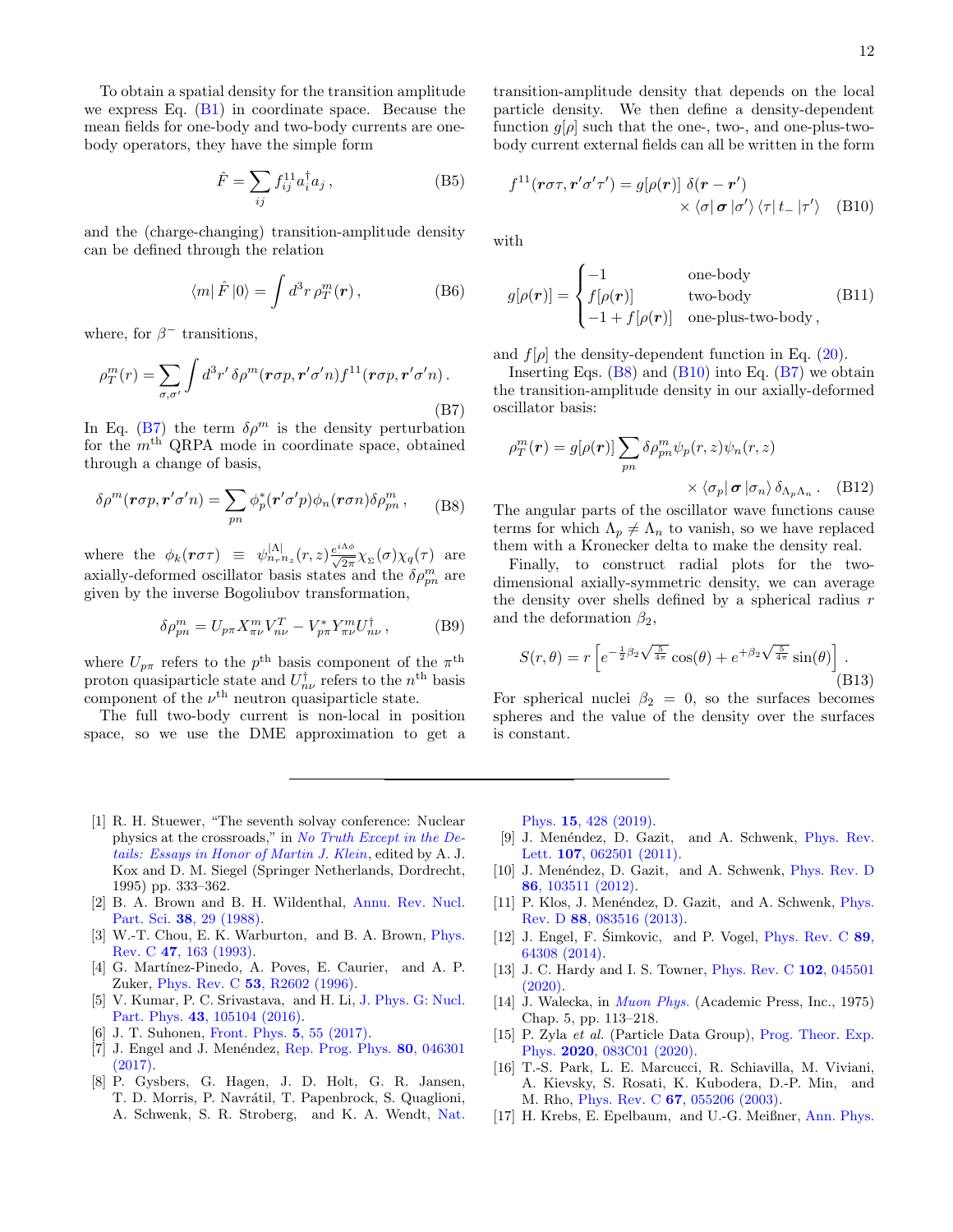To obtain a spatial density for the transition amplitude we express Eq. (B1) in coordinate space. Because the mean fields for one-body and two-body currents are one-body operators, they have the simple form

$$\hat{F} = \sum_{ij} f^{11}_{ij} a^\dagger_i a_j \,, \tag{B5}$$

and the (charge-changing) transition-amplitude density can be defined through the relation

$$\langle m|\, \hat{F}\, |0\rangle = \int d^3r \, \rho^m_T(\boldsymbol{r}) \,, \tag{B6}$$

where, for $\beta^-$ transitions,

$$\rho^m_T(r) = \sum_{\sigma,\sigma'} \int d^3r' \, \delta\rho^m(\boldsymbol{r}\sigma p, \boldsymbol{r}'\sigma' n) f^{11}(\boldsymbol{r}\sigma p, \boldsymbol{r}'\sigma' n) \,. \tag{B7}$$

In Eq. (B7) the term $\delta\rho^m$ is the density perturbation for the $m^{\text{th}}$ QRPA mode in coordinate space, obtained through a change of basis,

$$\delta\rho^m(\boldsymbol{r}\sigma p, \boldsymbol{r}'\sigma' n) = \sum_{pn} \phi^*_p(\boldsymbol{r}'\sigma' p)\phi_n(\boldsymbol{r}\sigma n)\delta\rho^m_{pn} \,, \tag{B8}$$

where the $\phi_k(\boldsymbol{r}\sigma\tau) \equiv \psi^{|\Lambda|}_{n_r n_z}(r,z)\frac{e^{i\Lambda\phi}}{\sqrt{2\pi}}\chi_\Sigma(\sigma)\chi_q(\tau)$ are axially-deformed oscillator basis states and the $\delta\rho^m_{pn}$ are given by the inverse Bogoliubov transformation,

$$\delta\rho^m_{pn} = U_{p\pi} X^m_{\pi\nu} V^T_{n\nu} - V^*_{p\pi} Y^m_{\pi\nu} U^\dagger_{n\nu} \,, \tag{B9}$$

where $U_{p\pi}$ refers to the $p^{\text{th}}$ basis component of the $\pi^{\text{th}}$ proton quasiparticle state and $U^\dagger_{n\nu}$ refers to the $n^{\text{th}}$ basis component of the $\nu^{\text{th}}$ neutron quasiparticle state.

The full two-body current is non-local in position space, so we use the DME approximation to get a transition-amplitude density that depends on the local particle density. We then define a density-dependent function $g[\rho]$ such that the one-, two-, and one-plus-two-body current external fields can all be written in the form

$$f^{11}(\boldsymbol{r}\sigma\tau, \boldsymbol{r}'\sigma'\tau') = g[\rho(\boldsymbol{r})]\; \delta(\boldsymbol{r}-\boldsymbol{r}') \times \langle\sigma|\, \boldsymbol{\sigma}\, |\sigma'\rangle \, \langle\tau|\, t_-\, |\tau'\rangle \tag{B10}$$

with

$$g[\rho(\boldsymbol{r})] = \begin{cases} -1 & \text{one-body} \\ f[\rho(\boldsymbol{r})] & \text{two-body} \\ -1 + f[\rho(\boldsymbol{r})] & \text{one-plus-two-body}\,, \end{cases} \tag{B11}$$

and $f[\rho]$ the density-dependent function in Eq. (20).

Inserting Eqs. (B8) and (B10) into Eq. (B7) we obtain the transition-amplitude density in our axially-deformed oscillator basis:

$$\rho^m_T(\boldsymbol{r}) = g[\rho(\boldsymbol{r})] \sum_{pn} \delta\rho^m_{pn} \psi_p(r,z)\psi_n(r,z) \times \langle\sigma_p|\, \boldsymbol{\sigma}\, |\sigma_n\rangle \, \delta_{\Lambda_p\Lambda_n} \,. \tag{B12}$$

The angular parts of the oscillator wave functions cause terms for which $\Lambda_p \neq \Lambda_n$ to vanish, so we have replaced them with a Kronecker delta to make the density real.

Finally, to construct radial plots for the two-dimensional axially-symmetric density, we can average the density over shells defined by a spherical radius $r$ and the deformation $\beta_2$,

$$S(r,\theta) = r\left[e^{-\frac{1}{2}\beta_2\sqrt{\frac{5}{4\pi}}}\cos(\theta) + e^{+\beta_2\sqrt{\frac{5}{4\pi}}}\sin(\theta)\right] \,. \tag{B13}$$

For spherical nuclei $\beta_2 = 0$, so the surfaces becomes spheres and the value of the density over the surfaces is constant.

---

[1] R. H. Stuewer, "The seventh solvay conference: Nuclear physics at the crossroads," in *No Truth Except in the Details: Essays in Honor of Martin J. Klein*, edited by A. J. Kox and D. M. Siegel (Springer Netherlands, Dordrecht, 1995) pp. 333–362.

[2] B. A. Brown and B. H. Wildenthal, Annu. Rev. Nucl. Part. Sci. **38**, 29 (1988).

[3] W.-T. Chou, E. K. Warburton, and B. A. Brown, Phys. Rev. C **47**, 163 (1993).

[4] G. Martínez-Pinedo, A. Poves, E. Caurier, and A. P. Zuker, Phys. Rev. C **53**, R2602 (1996).

[5] V. Kumar, P. C. Srivastava, and H. Li, J. Phys. G: Nucl. Part. Phys. **43**, 105104 (2016).

[6] J. T. Suhonen, Front. Phys. **5**, 55 (2017).

[7] J. Engel and J. Menéndez, Rep. Prog. Phys. **80**, 046301 (2017).

[8] P. Gysbers, G. Hagen, J. D. Holt, G. R. Jansen, T. D. Morris, P. Navrátil, T. Papenbrock, S. Quaglioni, A. Schwenk, S. R. Stroberg, and K. A. Wendt, Nat. Phys. **15**, 428 (2019).

[9] J. Menéndez, D. Gazit, and A. Schwenk, Phys. Rev. Lett. **107**, 062501 (2011).

[10] J. Menéndez, D. Gazit, and A. Schwenk, Phys. Rev. D **86**, 103511 (2012).

[11] P. Klos, J. Menéndez, D. Gazit, and A. Schwenk, Phys. Rev. D **88**, 083516 (2013).

[12] J. Engel, F. Šimkovic, and P. Vogel, Phys. Rev. C **89**, 64308 (2014).

[13] J. C. Hardy and I. S. Towner, Phys. Rev. C **102**, 045501 (2020).

[14] J. Walecka, in *Muon Phys.* (Academic Press, Inc., 1975) Chap. 5, pp. 113–218.

[15] P. Zyla *et al.* (Particle Data Group), Prog. Theor. Exp. Phys. **2020**, 083C01 (2020).

[16] T.-S. Park, L. E. Marcucci, R. Schiavilla, M. Viviani, A. Kievsky, S. Rosati, K. Kubodera, D.-P. Min, and M. Rho, Phys. Rev. C **67**, 055206 (2003).

[17] H. Krebs, E. Epelbaum, and U.-G. Meißner, Ann. Phys.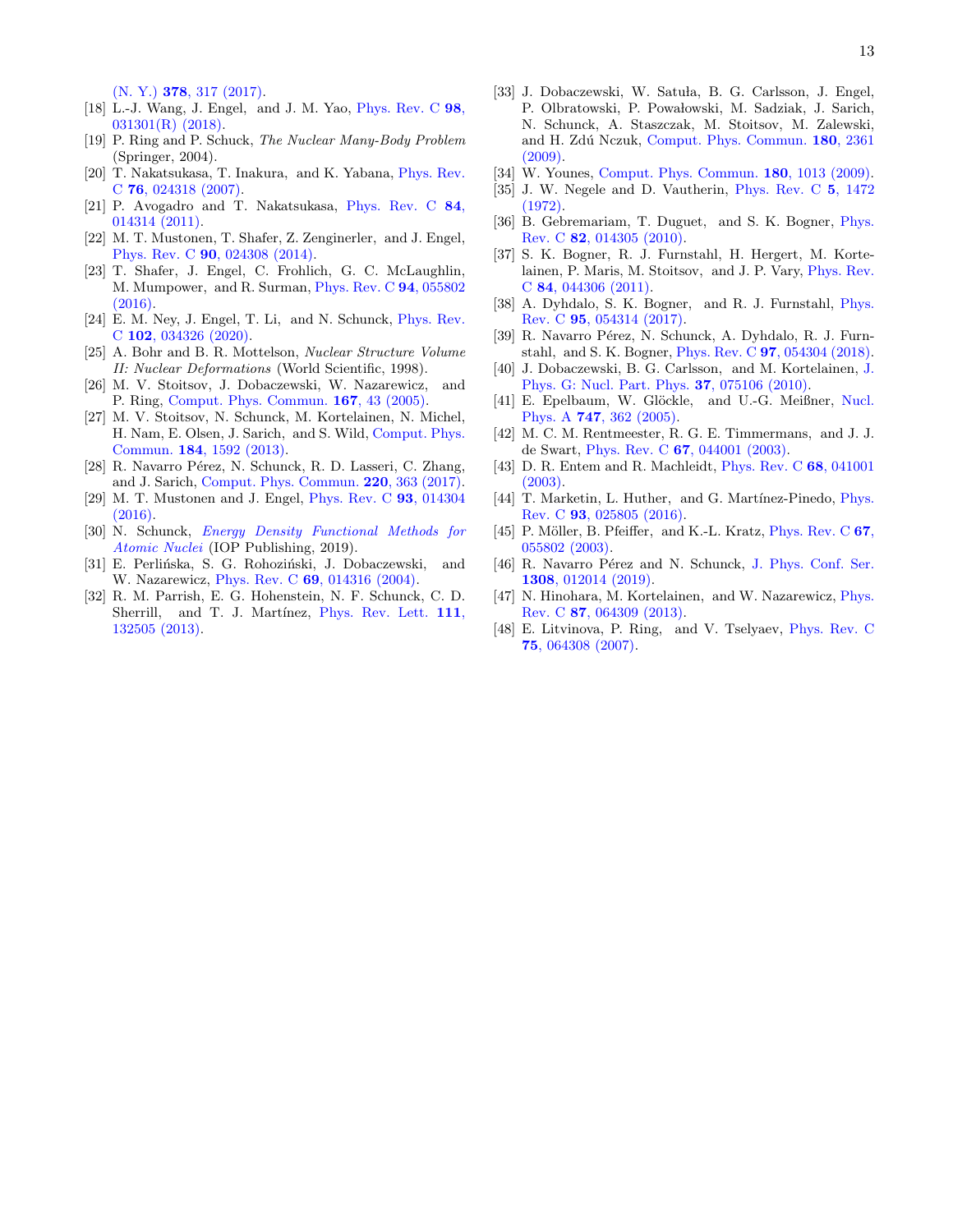(N. Y.) **378**, 317 (2017).

[18] L.-J. Wang, J. Engel, and J. M. Yao, Phys. Rev. C **98**, 031301(R) (2018).

[19] P. Ring and P. Schuck, *The Nuclear Many-Body Problem* (Springer, 2004).

[20] T. Nakatsukasa, T. Inakura, and K. Yabana, Phys. Rev. C **76**, 024318 (2007).

[21] P. Avogadro and T. Nakatsukasa, Phys. Rev. C **84**, 014314 (2011).

[22] M. T. Mustonen, T. Shafer, Z. Zenginerler, and J. Engel, Phys. Rev. C **90**, 024308 (2014).

[23] T. Shafer, J. Engel, C. Frohlich, G. C. McLaughlin, M. Mumpower, and R. Surman, Phys. Rev. C **94**, 055802 (2016).

[24] E. M. Ney, J. Engel, T. Li, and N. Schunck, Phys. Rev. C **102**, 034326 (2020).

[25] A. Bohr and B. R. Mottelson, *Nuclear Structure Volume II: Nuclear Deformations* (World Scientific, 1998).

[26] M. V. Stoitsov, J. Dobaczewski, W. Nazarewicz, and P. Ring, Comput. Phys. Commun. **167**, 43 (2005).

[27] M. V. Stoitsov, N. Schunck, M. Kortelainen, N. Michel, H. Nam, E. Olsen, J. Sarich, and S. Wild, Comput. Phys. Commun. **184**, 1592 (2013).

[28] R. Navarro Pérez, N. Schunck, R. D. Lasseri, C. Zhang, and J. Sarich, Comput. Phys. Commun. **220**, 363 (2017).

[29] M. T. Mustonen and J. Engel, Phys. Rev. C **93**, 014304 (2016).

[30] N. Schunck, *Energy Density Functional Methods for Atomic Nuclei* (IOP Publishing, 2019).

[31] E. Perlińska, S. G. Rohoziński, J. Dobaczewski, and W. Nazarewicz, Phys. Rev. C **69**, 014316 (2004).

[32] R. M. Parrish, E. G. Hohenstein, N. F. Schunck, C. D. Sherrill, and T. J. Martínez, Phys. Rev. Lett. **111**, 132505 (2013).

[33] J. Dobaczewski, W. Satuła, B. G. Carlsson, J. Engel, P. Olbratowski, P. Powałowski, M. Sadziak, J. Sarich, N. Schunck, A. Staszczak, M. Stoitsov, M. Zalewski, and H. Zdú Nczuk, Comput. Phys. Commun. **180**, 2361 (2009).

[34] W. Younes, Comput. Phys. Commun. **180**, 1013 (2009).

[35] J. W. Negele and D. Vautherin, Phys. Rev. C **5**, 1472 (1972).

[36] B. Gebremariam, T. Duguet, and S. K. Bogner, Phys. Rev. C **82**, 014305 (2010).

[37] S. K. Bogner, R. J. Furnstahl, H. Hergert, M. Kortelainen, P. Maris, M. Stoitsov, and J. P. Vary, Phys. Rev. C **84**, 044306 (2011).

[38] A. Dyhdalo, S. K. Bogner, and R. J. Furnstahl, Phys. Rev. C **95**, 054314 (2017).

[39] R. Navarro Pérez, N. Schunck, A. Dyhdalo, R. J. Furnstahl, and S. K. Bogner, Phys. Rev. C **97**, 054304 (2018).

[40] J. Dobaczewski, B. G. Carlsson, and M. Kortelainen, J. Phys. G: Nucl. Part. Phys. **37**, 075106 (2010).

[41] E. Epelbaum, W. Glöckle, and U.-G. Meißner, Nucl. Phys. A **747**, 362 (2005).

[42] M. C. M. Rentmeester, R. G. E. Timmermans, and J. J. de Swart, Phys. Rev. C **67**, 044001 (2003).

[43] D. R. Entem and R. Machleidt, Phys. Rev. C **68**, 041001 (2003).

[44] T. Marketin, L. Huther, and G. Martínez-Pinedo, Phys. Rev. C **93**, 025805 (2016).

[45] P. Möller, B. Pfeiffer, and K.-L. Kratz, Phys. Rev. C **67**, 055802 (2003).

[46] R. Navarro Pérez and N. Schunck, J. Phys. Conf. Ser. **1308**, 012014 (2019).

[47] N. Hinohara, M. Kortelainen, and W. Nazarewicz, Phys. Rev. C **87**, 064309 (2013).

[48] E. Litvinova, P. Ring, and V. Tselyaev, Phys. Rev. C **75**, 064308 (2007).